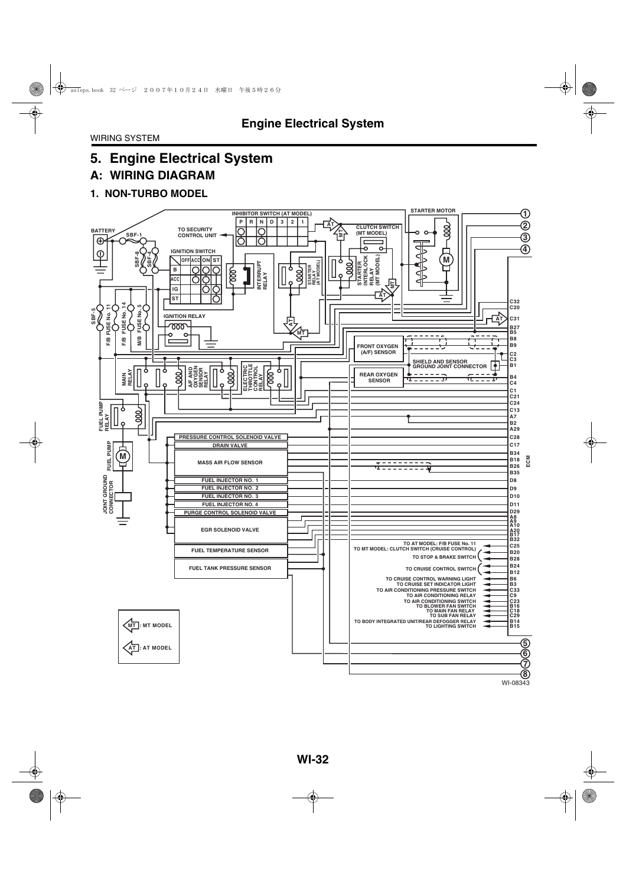# Engine Electrical System

WIRING SYSTEM

## 5. Engine Electrical System

### A: WIRING DIAGRAM

#### 1. NON-TURBO MODEL

BATTERY
SBF-1
SBF-8
SBF-4
SBF-5
F/B FUSE No. 11
F/B FUSE No. 14
M/B FUSE No. 5
TO SECURITY CONTROL UNIT
IGNITION SWITCH

| | OFF | ACC | ON | ST |
|---|---|---|---|---|
| B | | | | |
| ACC | | | | |
| IG | | | | |
| ST | | | | |

INHIBITOR SWITCH (AT MODEL)

| P | R | N | D | 3 | 2 | 1 |
|---|---|---|---|---|---|---|

INTERRUPT RELAY
STARTER RELAY (AT MODEL)
CLUTCH SWITCH (MT MODEL)
STARTER INTERLOCK RELAY (MT MODEL)
STARTER MOTOR
IGNITION RELAY
MAIN RELAY
A/F AND OXYGEN SENSOR RELAY
ELECTRIC THROTTLE CONTROL RELAY
FUEL PUMP RELAY
FUEL PUMP
JOINT GROUND CONNECTOR
FRONT OXYGEN (A/F) SENSOR
SHIELD AND SENSOR GROUND JOINT CONNECTOR
REAR OXYGEN SENSOR
PRESSURE CONTROL SOLENOID VALVE
DRAIN VALVE
MASS AIR FLOW SENSOR
FUEL INJECTOR NO. 1
FUEL INJECTOR NO. 2
FUEL INJECTOR NO. 3
FUEL INJECTOR NO. 4
PURGE CONTROL SOLENOID VALVE
EGR SOLENOID VALVE
FUEL TEMPERATURE SENSOR
FUEL TANK PRESSURE SENSOR

ECM

C32, C20, C31, B27, B5, B8, B9, C2, C3, B1, B4, C4, C1, C21, C24, C13, A7, B2, A29, C28, C17, B34, B18, B26, B35, D8, D9, D10, D11, D29, A8, A9, A10, A20, B17, B32, C25, B20, B28, B24, B12, B6, B3, C33, C9, C23, B16, C18, C29, B14, B15

TO AT MODEL: F/B FUSE No. 11
TO MT MODEL: CLUTCH SWITCH (CRUISE CONTROL)
TO STOP & BRAKE SWITCH
TO CRUISE CONTROL SWITCH
TO CRUISE CONTROL WARNING LIGHT
TO CRUISE SET INDICATOR LIGHT
TO AIR CONDITIONING PRESSURE SWITCH
TO AIR CONDITIONING RELAY
TO AIR CONDITIONING SWITCH
TO BLOWER FAN SWITCH
TO MAIN FAN RELAY
TO SUB FAN RELAY
TO BODY INTEGRATED UNIT/REAR DEFOGGER RELAY
TO LIGHTING SWITCH

①②③④⑤⑥⑦⑧

MT : MT MODEL
AT : AT MODEL

WI-08343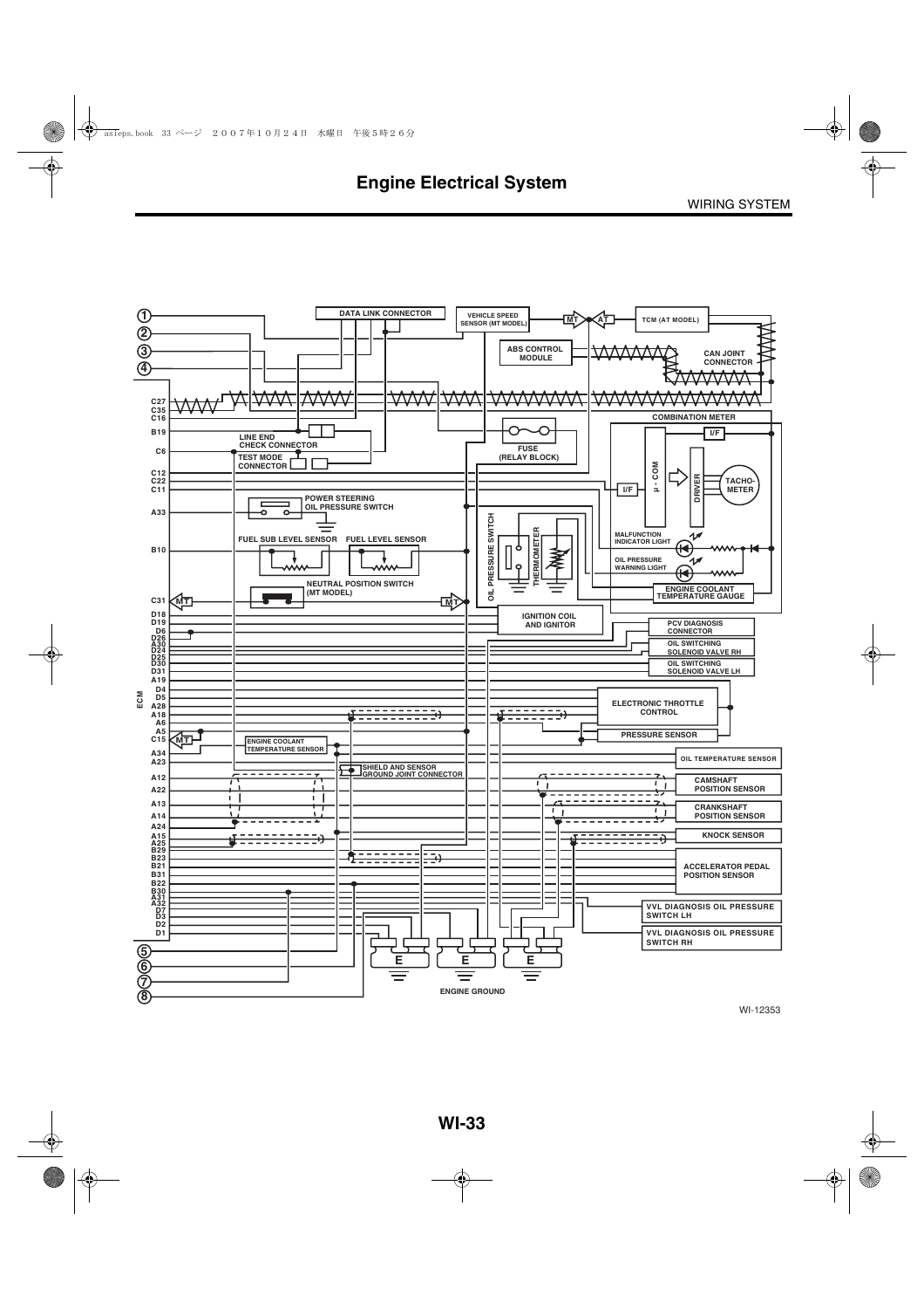# Engine Electrical System

WIRING SYSTEM

①
②
③
④

DATA LINK CONNECTOR

VEHICLE SPEED SENSOR (MT MODEL)

MT

AT

TCM (AT MODEL)

ABS CONTROL MODULE

CAN JOINT CONNECTOR

C27
C35
C16

COMBINATION METER

B19

LINE END CHECK CONNECTOR

FUSE (RELAY BLOCK)

I/F

C6

TEST MODE CONNECTOR

C12
C22
C11

μ - COM

DRIVER

TACHO-METER

I/F

POWER STEERING OIL PRESSURE SWITCH

A33

OIL PRESSURE SWITCH

THERMOMETER

MALFUNCTION INDICATOR LIGHT

FUEL SUB LEVEL SENSOR

FUEL LEVEL SENSOR

B10

OIL PRESSURE WARNING LIGHT

NEUTRAL POSITION SWITCH (MT MODEL)

ENGINE COOLANT TEMPERATURE GAUGE

C31

MT

MT

D18
D19
D6
D26
A30
D24
D25
D30
D31
A19
D4
D5
A28
A18
A6
A5
C15

IGNITION COIL AND IGNITOR

PCV DIAGNOSIS CONNECTOR

OIL SWITCHING SOLENOID VALVE RH

OIL SWITCHING SOLENOID VALVE LH

ECM

ELECTRONIC THROTTLE CONTROL

MT

PRESSURE SENSOR

ENGINE COOLANT TEMPERATURE SENSOR

A34
A23

OIL TEMPERATURE SENSOR

SHIELD AND SENSOR GROUND JOINT CONNECTOR

A12
A22

CAMSHAFT POSITION SENSOR

A13
A14
A24

CRANKSHAFT POSITION SENSOR

A15
A25
B29
B23
B21
B31
B22
B30
A31
A32
D7
D3
D2
D1

KNOCK SENSOR

ACCELERATOR PEDAL POSITION SENSOR

VVL DIAGNOSIS OIL PRESSURE SWITCH LH

VVL DIAGNOSIS OIL PRESSURE SWITCH RH

⑤
⑥
⑦
⑧

E E E

ENGINE GROUND

WI-12353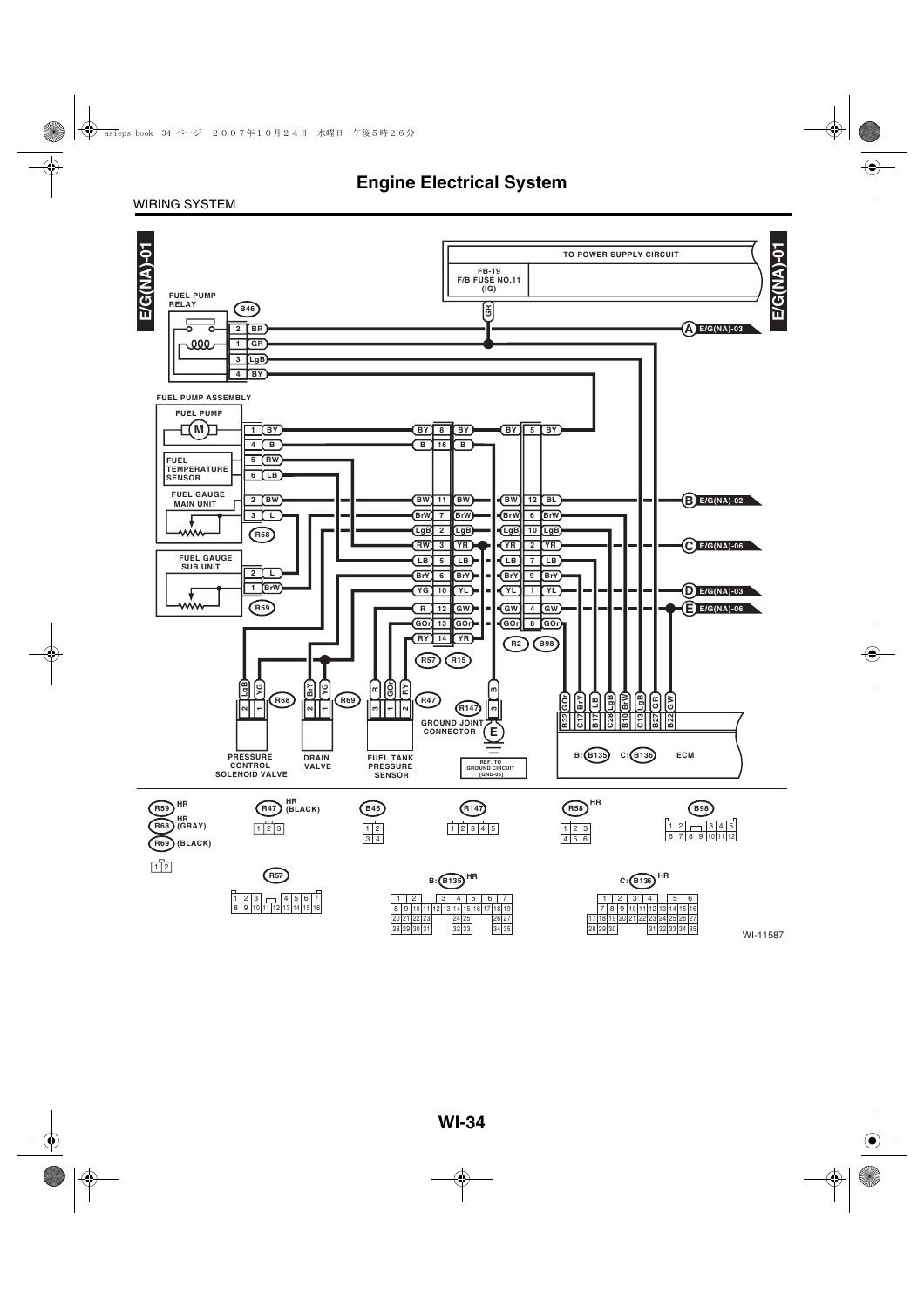# Engine Electrical System

WIRING SYSTEM

E/G(NA)-01

TO POWER SUPPLY CIRCUIT

FB-19
F/B FUSE NO.11
(IG)

GR

FUEL PUMP RELAY

B46

| Pin | Wire |
|---|---|
| 2 | BR |
| 1 | GR |
| 3 | LgB |
| 4 | BY |

A E/G(NA)-03

FUEL PUMP ASSEMBLY

FUEL PUMP

M

| Pin | Wire |
|---|---|
| 1 | BY |
| 4 | B |
| 5 | RW |
| 6 | LB |
| 2 | BW |
| 3 | L |

FUEL TEMPERATURE SENSOR

FUEL GAUGE MAIN UNIT

R58

FUEL GAUGE SUB UNIT

| Pin | Wire |
|---|---|
| 2 | L |
| 1 | BrW |

R59

R57 / R15

| R57 Wire | Pin | R15 Wire |
|---|---|---|
| BY | 8 | BY |
| B | 16 | B |
| BW | 11 | BW |
| BrW | 7 | BrW |
| LgB | 2 | LgB |
| RW | 3 | YR |
| LB | 5 | LB |
| BrY | 6 | BrY |
| YG | 10 | YL |
| R | 12 | GW |
| GOr | 13 | GOr |
| RY | 14 | YR |

R2 / B98

| R2 Wire | Pin | B98 Wire |
|---|---|---|
| BY | 5 | BY |
| BW | 12 | BL |
| BrW | 6 | BrW |
| LgB | 10 | LgB |
| YR | 2 | YR |
| LB | 7 | LB |
| BrY | 9 | BrY |
| YL | 1 | YL |
| GW | 4 | GW |
| GOr | 8 | GOr |

B E/G(NA)-02

C E/G(NA)-06

D E/G(NA)-03

E E/G(NA)-06

PRESSURE CONTROL SOLENOID VALVE — R68: 2 LgB, 1 YG

DRAIN VALVE — R69: 2 BrY, 1 YG

FUEL TANK PRESSURE SENSOR — R47: 3 R, 1 GOr, 2 RY

GROUND JOINT CONNECTOR — R147: 3 B

E

REF. TO GROUND CIRCUIT (GND-06)

ECM — B: B135, C: B136

| Terminal | Wire |
|---|---|
| B32 | GOr |
| C17 | BrY |
| B17 | LB |
| C28 | LgB |
| B10 | BrW |
| C13 | LgB |
| B27 | GR |
| B22 | GW |

R59 HR
R68 HR (GRAY)
R69 (BLACK)

R47 HR (BLACK)

B46

R147

R58 HR

B98

R57

B: B135 HR

C: B136 HR

WI-11587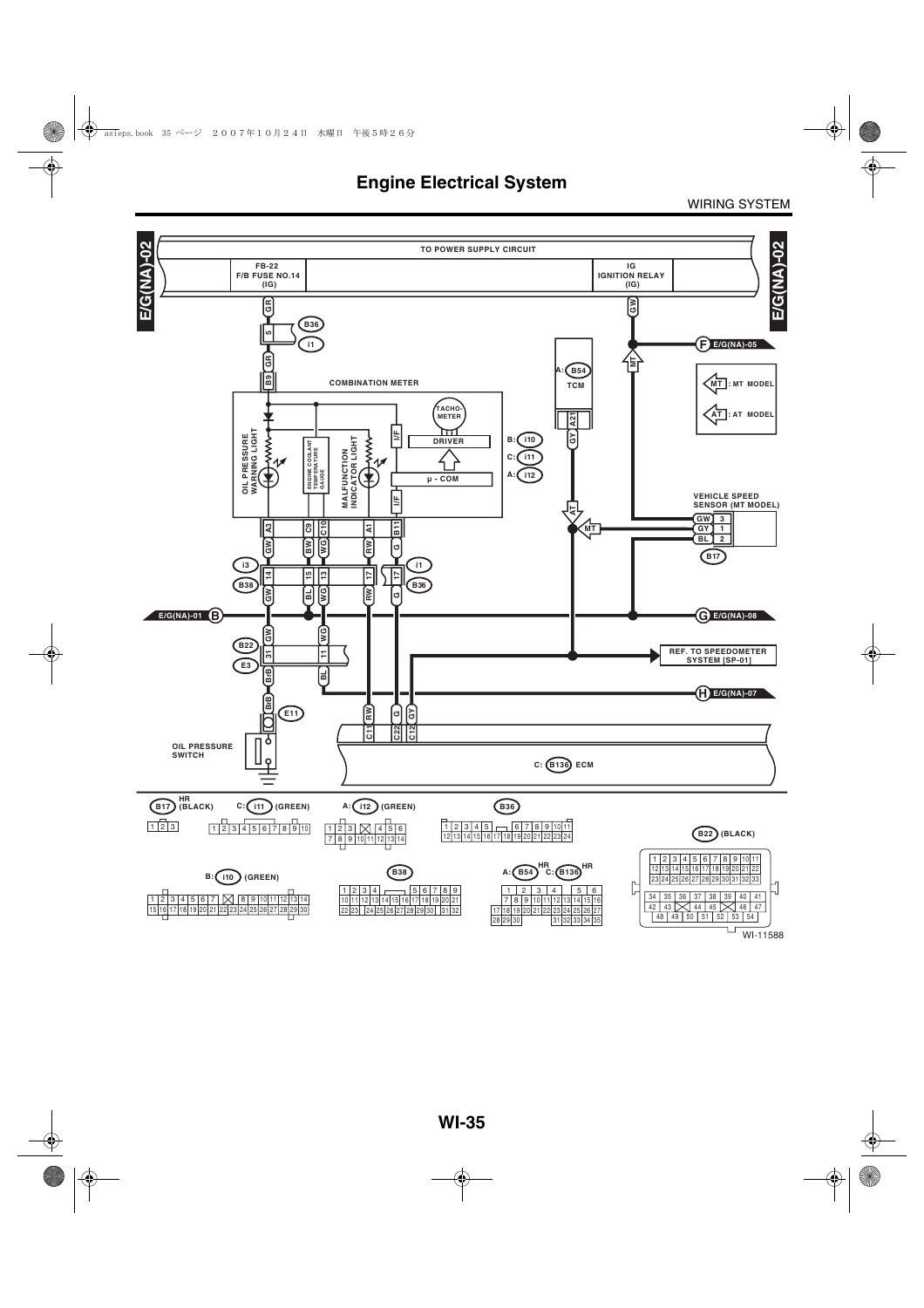# Engine Electrical System

WIRING SYSTEM

E/G(NA)-02

TO POWER SUPPLY CIRCUIT

FB-22
F/B FUSE NO.14
(IG)

IG
IGNITION RELAY
(IG)

COMBINATION METER

OIL PRESSURE WARNING LIGHT

ENGINE COOLANT TEMPERATURE GAUGE

MALFUNCTION INDICATOR LIGHT

TACHO-METER

DRIVER

μ - COM

B: i10
C: i11
A: i12

A: B54 TCM

MT : MT MODEL

AT : AT MODEL

VEHICLE SPEED SENSOR (MT MODEL)

B17

E/G(NA)-05

E/G(NA)-01

E/G(NA)-08

REF. TO SPEEDOMETER SYSTEM [SP-01]

E/G(NA)-07

OIL PRESSURE SWITCH

E11

C: B136 ECM

B17 HR (BLACK)

C: i11 (GREEN)

A: i12 (GREEN)

B36

B22 (BLACK)

B: i10 (GREEN)

B38

A: B54 HR C: B136 HR

WI-11588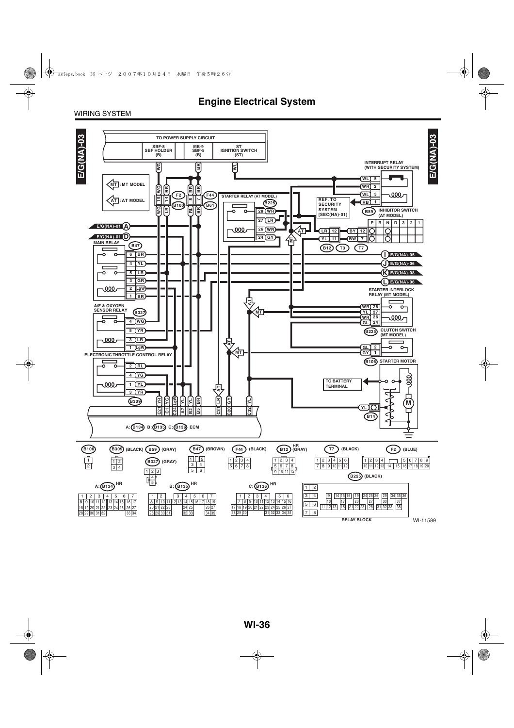# Engine Electrical System

WIRING SYSTEM

E/G(NA)-03

TO POWER SUPPLY CIRCUIT

SBF-8 SBF HOLDER (B)

MB-9 SBF-5 (B)

ST IGNITION SWITCH (ST)

MT : MT MODEL

AT : AT MODEL

STARTER RELAY (AT MODEL)

INTERRUPT RELAY (WITH SECURITY SYSTEM)

REF. TO SECURITY SYSTEM [SEC(NA)-01]

INHIBITOR SWITCH (AT MODEL)

MAIN RELAY

A/F & OXYGEN SENSOR RELAY

ELECTRONIC THROTTLE CONTROL RELAY

STARTER INTERLOCK RELAY (MT MODEL)

CLUTCH SWITCH (MT MODEL)

STARTER MOTOR

TO BATTERY TERMINAL

A: B134 B: B135 C: B136 ECM

B106 B309 (BLACK) B59 (GRAY) B327 (GRAY) B47 (BROWN) F44 (BLACK) B12 HR (GRAY) T7 (BLACK) F2 (BLUE) B225 (BLACK)

A: B134 HR B: B135 HR C: B136 HR

RELAY BLOCK

WI-11589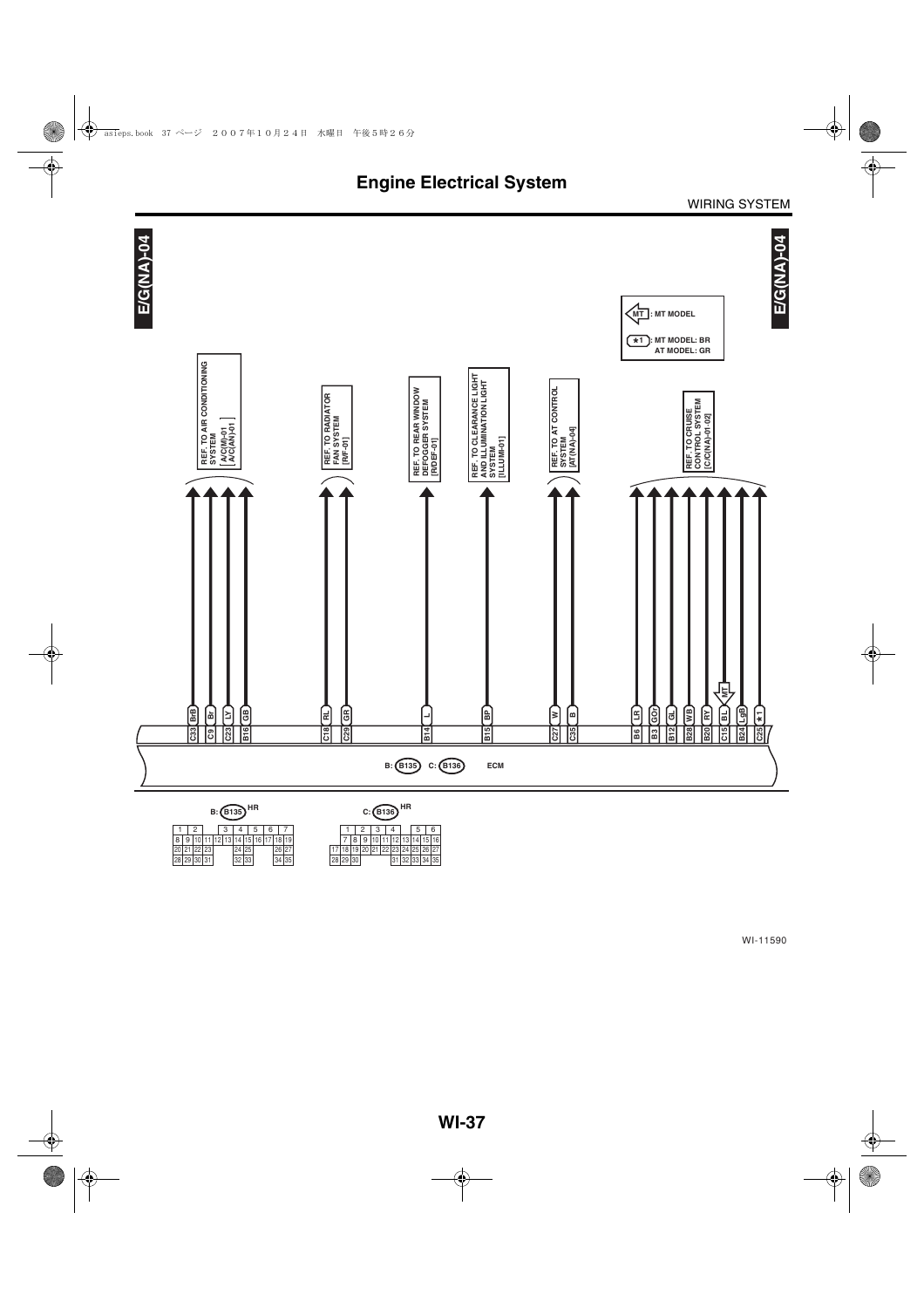# Engine Electrical System

WIRING SYSTEM

E/G(NA)-04

MT : MT MODEL

★1 : MT MODEL: BR
AT MODEL: GR

REF. TO AIR CONDITIONING SYSTEM [A/C(M)-01] [A/C(AN)-01]

REF. TO RADIATOR FAN SYSTEM [R/F-01]

REF. TO REAR WINDOW DEFOGGER SYSTEM [R/DEF-01]

REF. TO CLEARANCE LIGHT AND ILLUMINATION LIGHT SYSTEM [ILLUMI-01]

REF. TO AT CONTROL SYSTEM [AT(NA)-04]

REF. TO CRUISE CONTROL SYSTEM [C/C(NA)-01-02]

| Terminal | Wire color | Reference |
|---|---|---|
| C33 | BrB | Air conditioning system |
| C9 | Br | Air conditioning system |
| C23 | LY | Air conditioning system |
| B16 | GB | Air conditioning system |
| C18 | RL | Radiator fan system |
| C29 | GR | Radiator fan system |
| B14 | L | Rear window defogger system |
| B15 | BP | Clearance light and illumination light system |
| C27 | W | AT control system |
| C35 | B | AT control system |
| B6 | LR | Cruise control system |
| B3 | GOr | Cruise control system |
| B12 | GL | Cruise control system |
| B28 | WB | Cruise control system |
| B20 | RY | Cruise control system |
| C15 | BL (MT) | Cruise control system |
| B24 | LgB | Cruise control system |
| C25 | ★1 | Cruise control system |

B: B135 C: B136 ECM

B: B135 HR

| 1 | 2 | | 3 | 4 | 5 | 6 | 7 |
|---|---|---|---|---|---|---|---|
| 8 | 9 | 10 | 11 | 12 | 13 | 14 | 15 | 16 | 17 | 18 | 19 |
| 20 | 21 | 22 | 23 | | 24 | 25 | | 26 | 27 |
| 28 | 29 | 30 | 31 | | 32 | 33 | | 34 | 35 |

C: B136 HR

| 1 | 2 | 3 | 4 | | 5 | 6 |
|---|---|---|---|---|---|---|
| 7 | 8 | 9 | 10 | 11 | 12 | 13 | 14 | 15 | 16 |
| 17 | 18 | 19 | 20 | 21 | 22 | 23 | 24 | 25 | 26 | 27 |
| 28 | 29 | 30 | | 31 | 32 | 33 | 34 | 35 |

WI-11590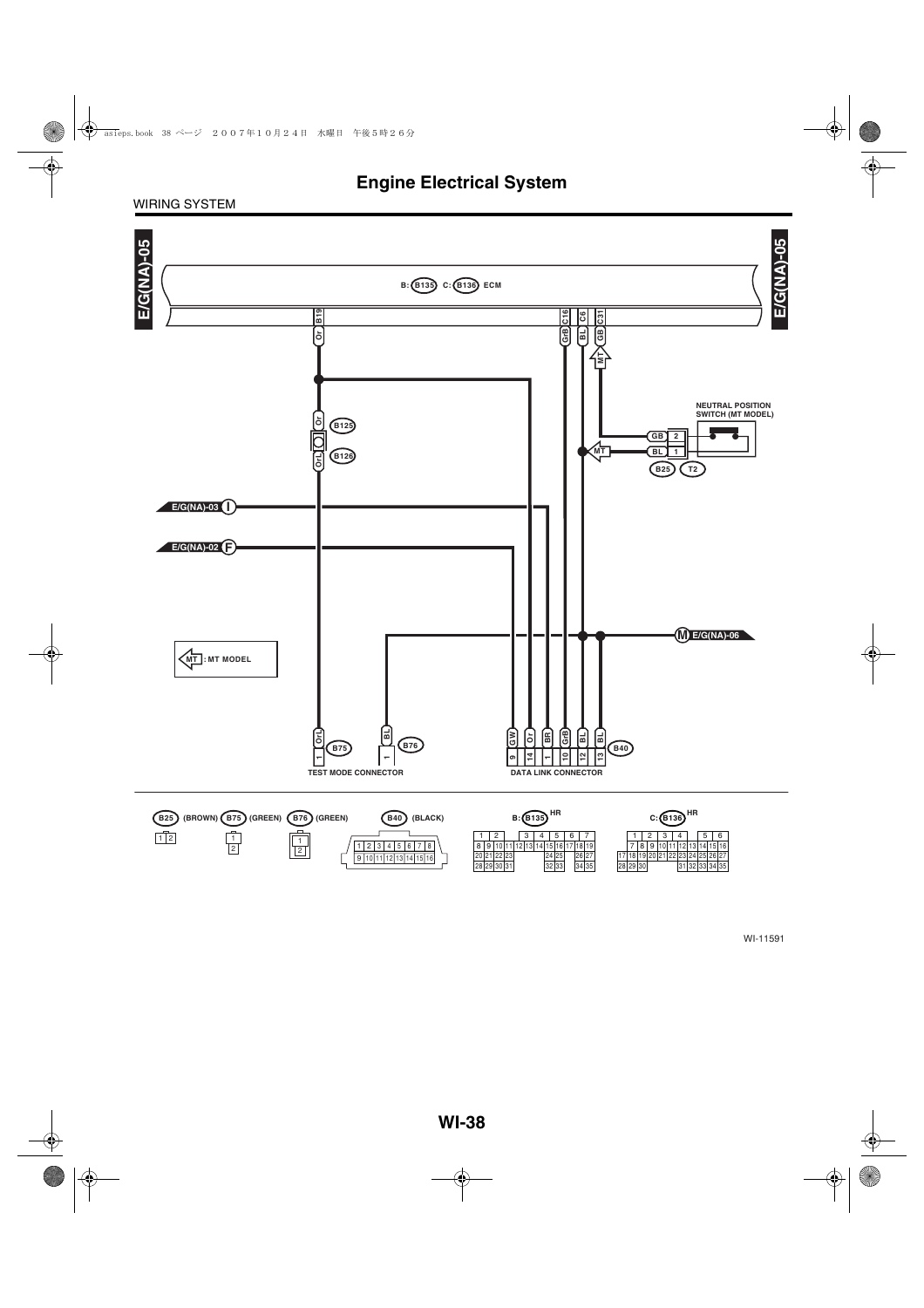# Engine Electrical System

WIRING SYSTEM

E/G(NA)-05

B: B135 C: B136 ECM

B19 — Or
C16 — GrB
C6 — BL
C31 — GB

NEUTRAL POSITION SWITCH (MT MODEL)

GB 2
BL 1
B25 T2

B125 Or
B126 OrL

E/G(NA)-03 I

E/G(NA)-02 F

M E/G(NA)-06

MT : MT MODEL

| Connector | Terminal | Wire |
|---|---|---|
| B75 TEST MODE CONNECTOR | 1 | OrL |
| B76 | 1 | BL |
| B40 DATA LINK CONNECTOR | 9 | GW |
| | 14 | Or |
| | 1 | BR |
| | 10 | GrB |
| | 12 | BL |
| | 13 | BL |

B25 (BROWN) B75 (GREEN) B76 (GREEN) B40 (BLACK) B: B135 HR C: B136 HR

WI-11591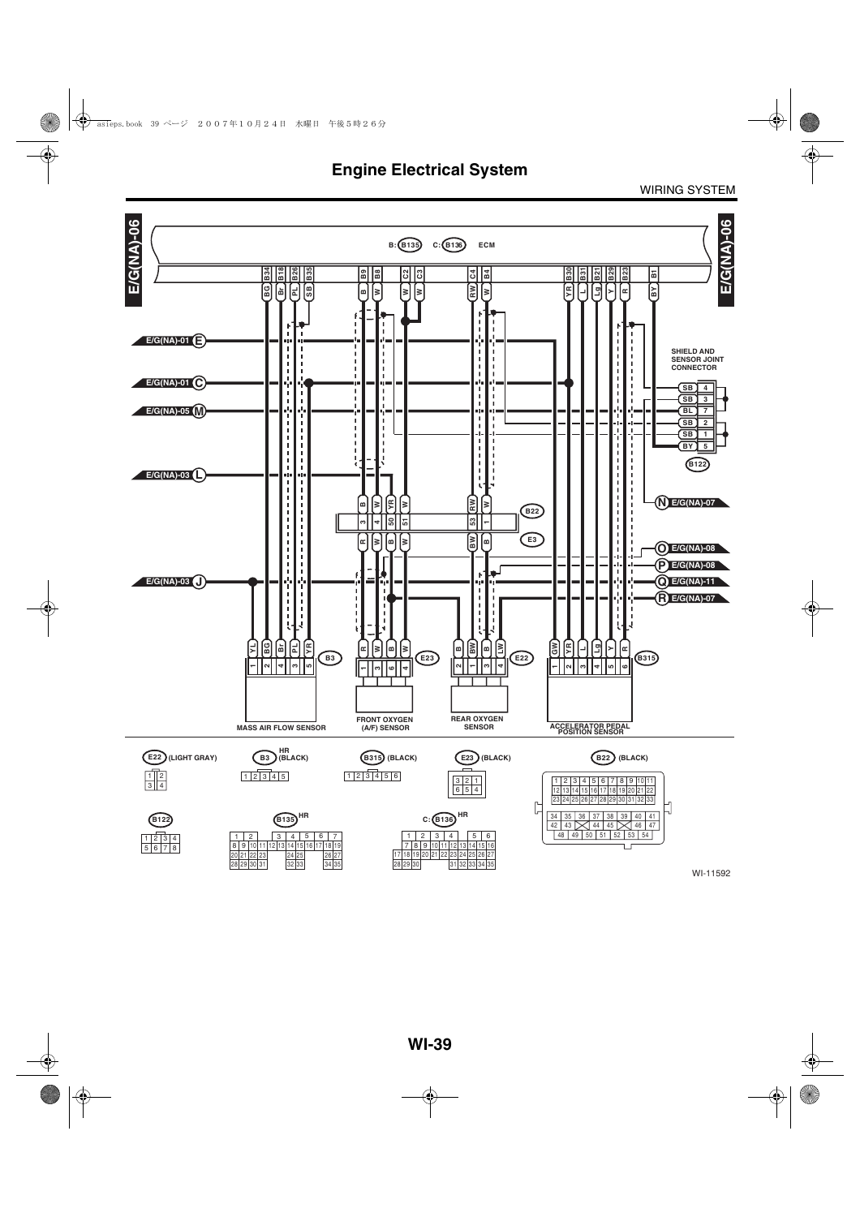# Engine Electrical System

WIRING SYSTEM

E/G(NA)-06

B: B135 C: B136 ECM

B34 B18 B36 B35 B9 B8 C2 C3 C4 B4 B30 B31 B21 B29 B23 B1

BG Br PL SB B W W W RW W YR L Lg Y R BY

E/G(NA)-01 E

E/G(NA)-01 C

E/G(NA)-05 M

E/G(NA)-03 L

E/G(NA)-03 J

SHIELD AND SENSOR JOINT CONNECTOR

| | |
|---|---|
| SB | 4 |
| SB | 3 |
| BL | 7 |
| SB | 2 |
| SB | 1 |
| BY | 5 |

B122

N E/G(NA)-07

O E/G(NA)-08

P E/G(NA)-08

Q E/G(NA)-11

R E/G(NA)-07

B22

E3

MASS AIR FLOW SENSOR (B3): YL 1, BG 2, Br 4, PL 3, YR 5

FRONT OXYGEN (A/F) SENSOR (E23): R 1, W 3, B 6, W 4

REAR OXYGEN SENSOR (E22): B 2, BW 1, B 3, LW 4

ACCELERATOR PEDAL POSITION SENSOR (B315): GW 1, YR 2, L 3, Lg 4, Y 5, R 6

E22 (LIGHT GRAY)

B3 HR (BLACK)

B315 (BLACK)

E23 (BLACK)

B22 (BLACK)

B122

B135 HR

C: B136 HR

WI-11592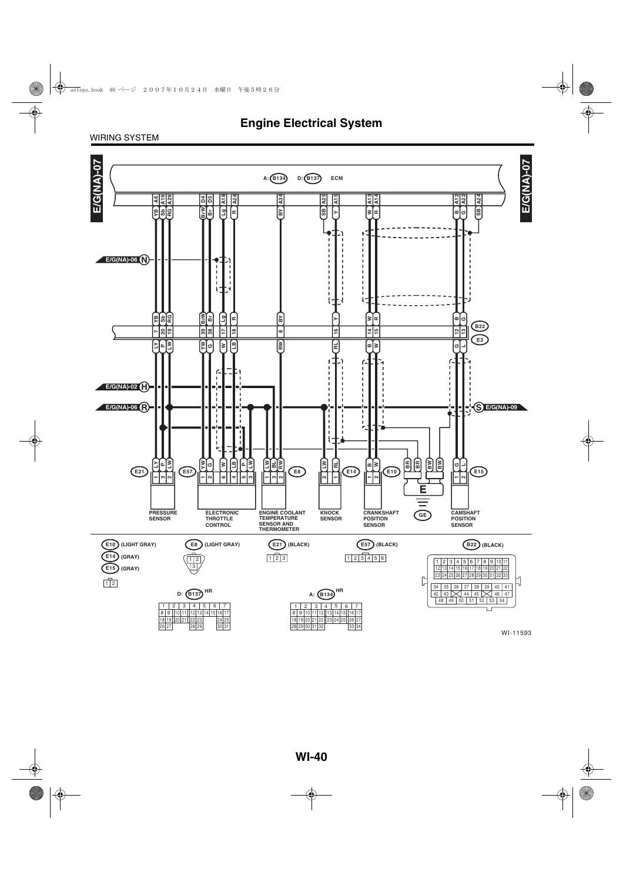# Engine Electrical System

WIRING SYSTEM

E/G(NA)-07

A: B134 D: B137 ECM

A6 A19 A29 D4 D5 A18 A28 A34 A25 A15 A13 A14 A12 A22 A24

YB Sb RG BrW Br Lg R BY SB Y W R B G SB

E/G(NA)-06 N

YB Sb RG BrW Br Lg R BY Y W R B G

7 20 19 39 38 17 18 8 16 14 15 12 13

B22

E3

LY P LW YW G W LB RW RL B W G L

E/G(NA)-02 H

E/G(NA)-06 R

S E/G(NA)-09

E21 LY P LW — 1 3 2

E57 YW G W LB P LW — 1 2 6 4 5 3

LW BL RW — 1 3 2 E8

LW RL — 2 1 E14

B W — 1 2 E10

BR BR BW BW

G L — 1 2 E15

E

GE

PRESSURE SENSOR

ELECTRONIC THROTTLE CONTROL

ENGINE COOLANT TEMPERATURE SENSOR AND THERMOMETER

KNOCK SENSOR

CRANKSHAFT POSITION SENSOR

CAMSHAFT POSITION SENSOR

E10 (LIGHT GRAY)
E14 (GRAY)
E15 (GRAY)

| 1 | 2 |
|---|---|

E8 (LIGHT GRAY)

| 1 | 2 |
|---|---|
| 3 | |

E21 (BLACK)

| 1 | 2 | 3 |
|---|---|---|

E57 (BLACK)

| 1 | 2 | 3 | 4 | 5 | 6 |
|---|---|---|---|---|---|

B22 (BLACK)

| 1 | 2 | 3 | 4 | 5 | 6 | 7 | 8 | 9 | 10 | 11 |
|---|---|---|---|---|---|---|---|---|---|---|
| 12 | 13 | 14 | 15 | 16 | 17 | 18 | 19 | 20 | 21 | 22 |
| 23 | 24 | 25 | 26 | 27 | 28 | 29 | 30 | 31 | 32 | 33 |

| 34 | 35 | 36 | 37 | 38 | 39 | 40 | 41 |
|---|---|---|---|---|---|---|---|
| 42 | 43 | | 44 | 45 | | 46 | 47 |
| 48 | 49 | 50 | 51 | 52 | 53 | 54 | |

D: B137 HR

| 1 | 2 | 3 | 4 | 5 | 6 | 7 |
|---|---|---|---|---|---|---|
| 8 9 | 10 11 | | 12 13 14 | 15 | 16 17 | |
| 18 19 | 20 21 | 22 23 | | | 24 25 | |
| 26 27 | | 28 29 | | | 30 31 | |

A: B134 HR

| 1 | 2 | 3 | 4 | 5 | 6 | 7 |
|---|---|---|---|---|---|---|
| 8 9 | 10 11 | 12 | 13 14 | 15 | 16 17 | |
| 18 19 | 20 21 | 22 | 23 24 25 | | 26 27 | |
| 28 29 | 30 31 | 32 | | | 33 34 | |

WI-11593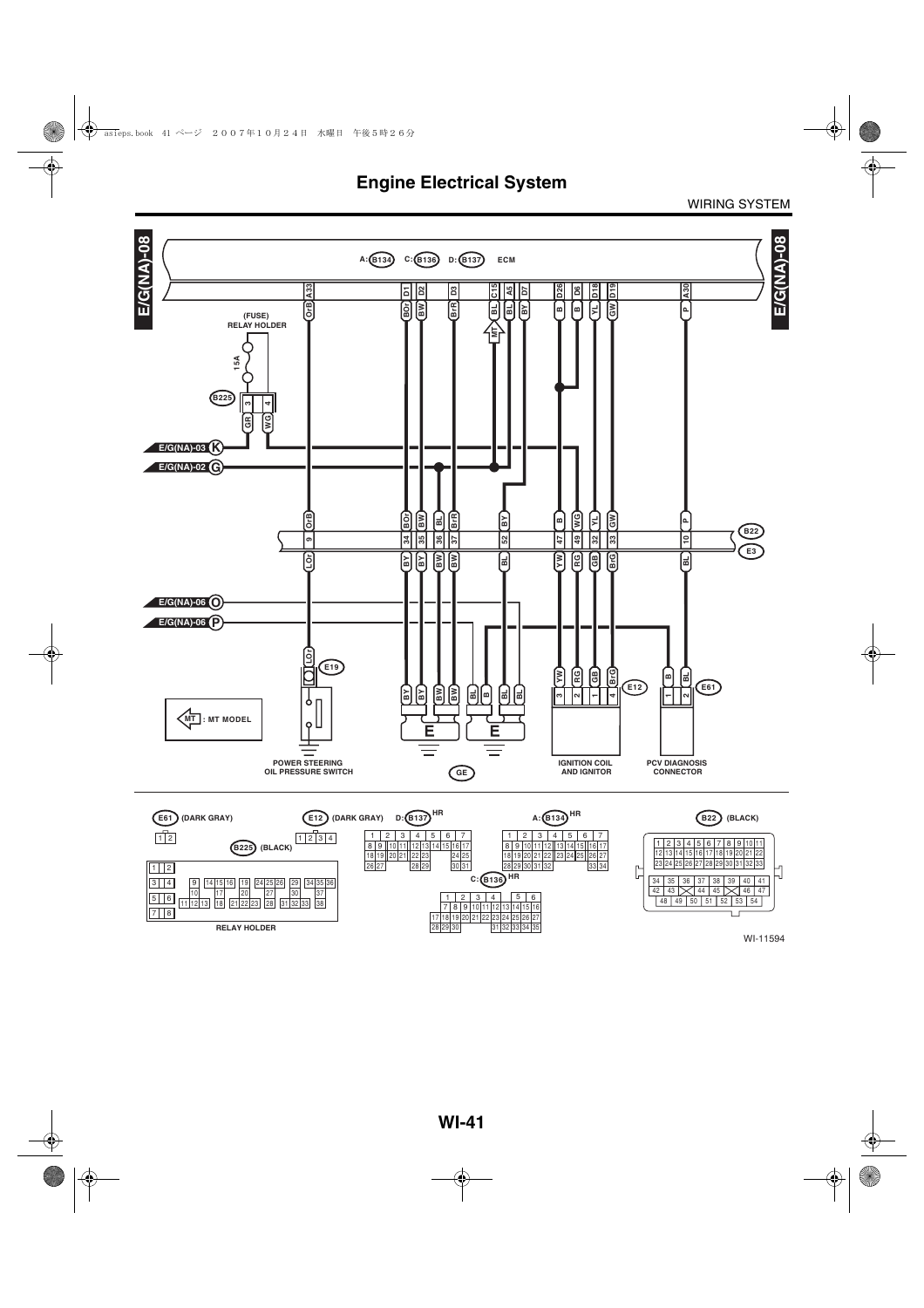# Engine Electrical System

WIRING SYSTEM

E/G(NA)-08

A: B134 C: B136 D: B137 ECM

A33, D1, D2, D3, C15, A5, D7, D26, D6, D18, D19, A30

OrB, BOr, BW, BrR, BL, BL, BY, B, B, YL, GW, P

(FUSE) RELAY HOLDER

15A

B225

3 4

GR WG

E/G(NA)-03 K

E/G(NA)-02 G

MT

B22

E3

| OrB | BOr | BW | BL | BrR | BY | B | WG | YL | GW | P |
|---|---|---|---|---|---|---|---|---|---|---|
| 9 | 34 | 35 | 36 | 37 | 52 | 47 | 49 | 32 | 33 | 10 |
| LOr | BY | BY | BW | BW | BL | YW | RG | GB | BrG | BL |

E/G(NA)-06 O

E/G(NA)-06 P

E19

LOr

BY BY BW BW BL B BL BL

E E

GE

YW RG GB BrG

3 2 1 4

E12

B BL

1 2

E61

MT : MT MODEL

POWER STEERING OIL PRESSURE SWITCH

IGNITION COIL AND IGNITOR

PCV DIAGNOSIS CONNECTOR

E61 (DARK GRAY)

| 1 | 2 |
|---|---|

E12 (DARK GRAY)

| 1 | 2 | 3 | 4 |
|---|---|---|---|

B225 (BLACK)

RELAY HOLDER

D: B137 HR

A: B134 HR

C: B136 HR

B22 (BLACK)

WI-11594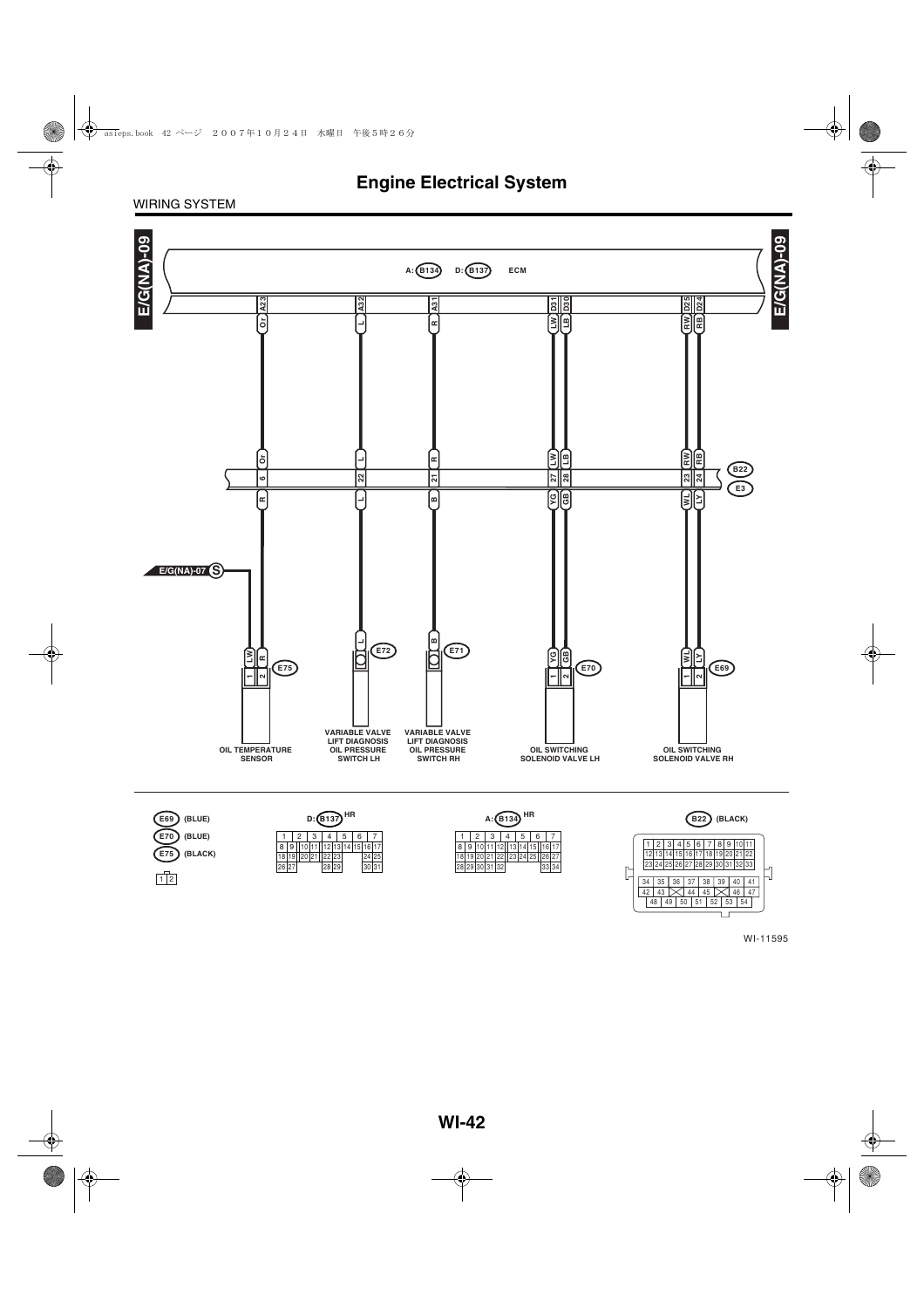# Engine Electrical System

WIRING SYSTEM

E/G(NA)-09

A: B134 D: B137 ECM

| ECM terminal | Wire color | B22/E3 pin | Wire color (E3 side) | Component connector | Terminal | Component |
|---|---|---|---|---|---|---|
| A23 | Or | 6 | R | E75 | 2 | OIL TEMPERATURE SENSOR |
| — | — | — | LW (from E/G(NA)-07 S) | E75 | 1 | OIL TEMPERATURE SENSOR |
| A32 | L | 22 | L | E72 | — | VARIABLE VALVE LIFT DIAGNOSIS OIL PRESSURE SWITCH LH |
| A31 | R | 21 | B | E71 | — | VARIABLE VALVE LIFT DIAGNOSIS OIL PRESSURE SWITCH RH |
| D31 | LW | 27 | YG | E70 | 1 | OIL SWITCHING SOLENOID VALVE LH |
| D30 | LB | 28 | GB | E70 | 2 | OIL SWITCHING SOLENOID VALVE LH |
| D25 | RW | 23 | WL | E69 | 1 | OIL SWITCHING SOLENOID VALVE RH |
| D24 | RB | 24 | LY | E69 | 2 | OIL SWITCHING SOLENOID VALVE RH |

Connectors:

- E69 (BLUE)
- E70 (BLUE)
- E75 (BLACK)
  - 1 2

D: B137 HR

| 1 | 2 | 3 | 4 | 5 | 6 | 7 |
|---|---|---|---|---|---|---|

8 9 10 11 12 13 14 15 16 17
18 19 20 21 22 23 24 25
26 27 28 29 30 31

A: B134 HR

| 1 | 2 | 3 | 4 | 5 | 6 | 7 |
|---|---|---|---|---|---|---|

8 9 10 11 12 13 14 15 16 17
18 19 20 21 22 23 24 25 26 27
28 29 30 31 32 33 34

B22 (BLACK)

1 2 3 4 5 6 7 8 9 10 11
12 13 14 15 16 17 18 19 20 21 22
23 24 25 26 27 28 29 30 31 32 33
34 35 36 37 38 39 40 41
42 43 44 45 46 47
48 49 50 51 52 53 54

WI-11595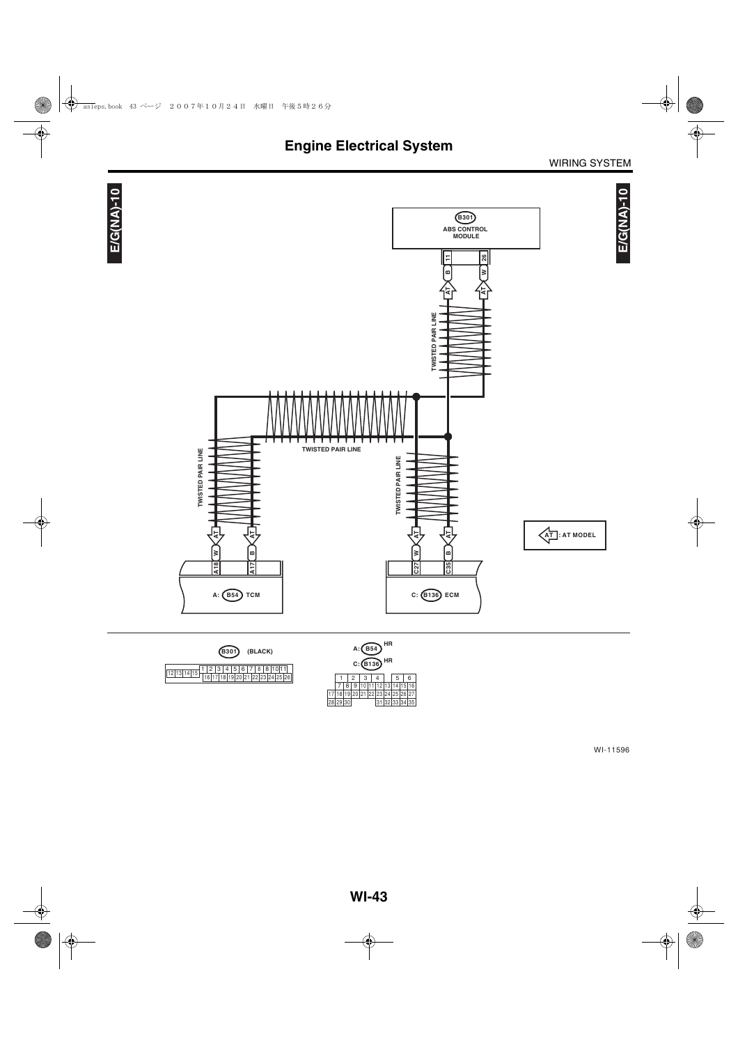# Engine Electrical System

WIRING SYSTEM

E/G(NA)-10

B301 ABS CONTROL MODULE

11 B AT
26 W AT

TWISTED PAIR LINE

TWISTED PAIR LINE

TWISTED PAIR LINE

TWISTED PAIR LINE

AT W A18
AT B A17

A: B54 TCM

AT W C27
AT B C35

C: B136 ECM

AT : AT MODEL

B301 (BLACK)

| 12 | 13 | 14 | 15 | 1 | 2 | 3 | 4 | 5 | 6 | 7 | 8 | 9 | 10 | 11 |
|---|---|---|---|---|---|---|---|---|---|---|---|---|---|---|
| | | | | 16 | 17 | 18 | 19 | 20 | 21 | 22 | 23 | 24 | 25 | 26 |

A: B54 HR
C: B136 HR

| | | 1 | 2 | 3 | 4 | | 5 | 6 |
|---|---|---|---|---|---|---|---|---|
| | | 7 | 8 | 9 | 10 | 11 | 12 | 13 | 14 | 15 | 16 |
| 17 | 18 | 19 | 20 | 21 | 22 | 23 | 24 | 25 | 26 | 27 |
| 28 | 29 | 30 | | | 31 | 32 | 33 | 34 | 35 |

WI-11596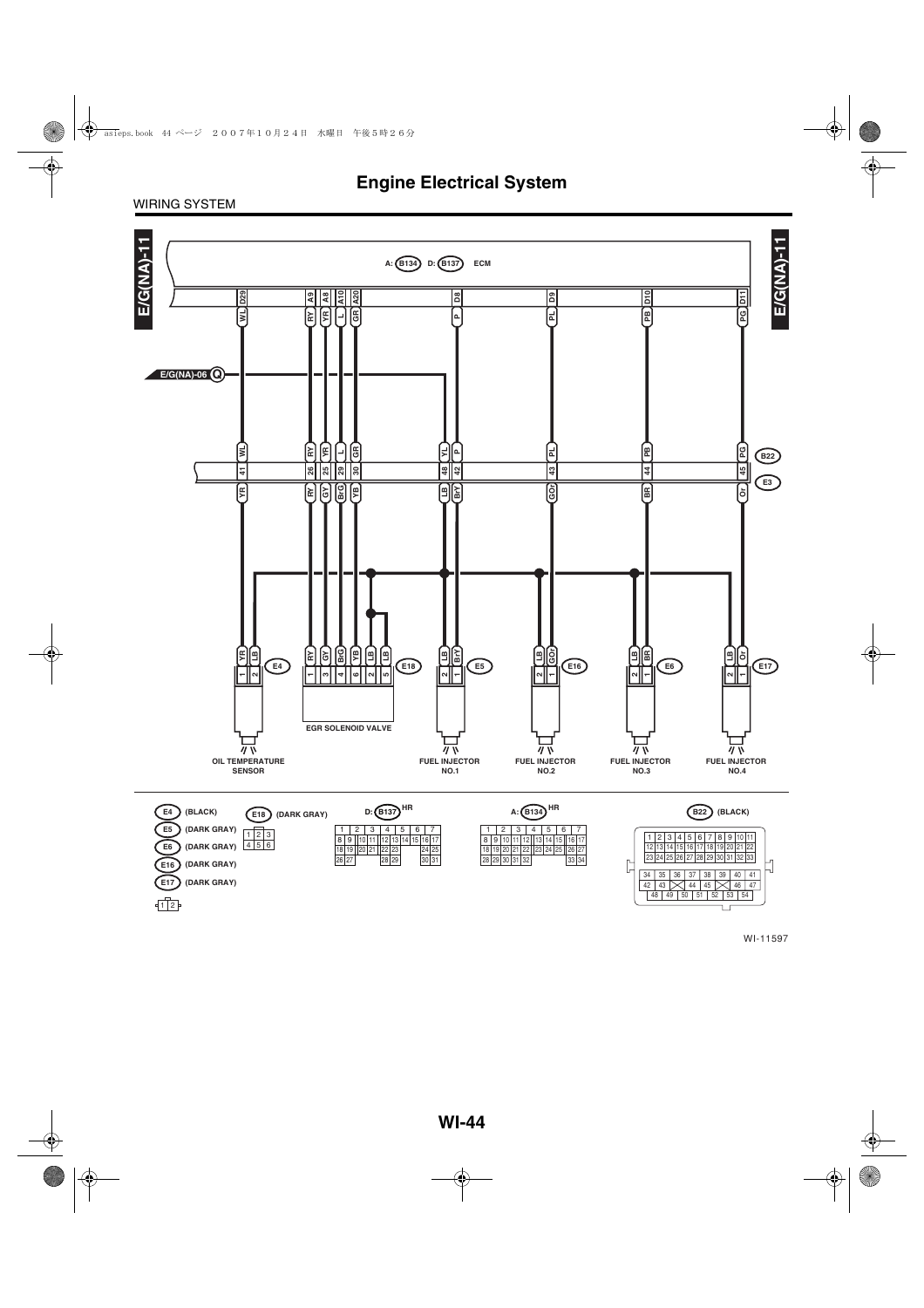# Engine Electrical System

WIRING SYSTEM

E/G(NA)-11

A: B134  D: B137  ECM

| ECM terminal | D29 | A9 | A8 | A10 | A20 | D8 | D9 | D10 | D11 |
|---|---|---|---|---|---|---|---|---|---|
| Wire color | WL | RY | YR | L | GR | P | PL | PB | PG |

E/G(NA)-06 Q

| B22 wire | WL | RY | YR | L | GR | YL | P | PL | PB | PG |
|---|---|---|---|---|---|---|---|---|---|---|
| B22/E3 terminal | 41 | 26 | 25 | 29 | 30 | 48 | 42 | 43 | 44 | 45 |
| E3 wire | YR | RY | GY | BrG | YB | LB | BrY | GOr | BR | Or |

| Connector | Terminal : Wire |
|---|---|
| E4 (OIL TEMPERATURE SENSOR) | 1: YR, 2: LB |
| E18 (EGR SOLENOID VALVE) | 1: RY, 3: GY, 4: BrG, 6: YB, 2: LB, 5: LB |
| E5 (FUEL INJECTOR NO.1) | 2: LB, 1: BrY |
| E16 (FUEL INJECTOR NO.2) | 2: LB, 1: GOr |
| E6 (FUEL INJECTOR NO.3) | 2: LB, 1: BR |
| E17 (FUEL INJECTOR NO.4) | 2: LB, 1: Or |

OIL TEMPERATURE SENSOR

EGR SOLENOID VALVE

FUEL INJECTOR NO.1

FUEL INJECTOR NO.2

FUEL INJECTOR NO.3

FUEL INJECTOR NO.4

E4 (BLACK)
E5 (DARK GRAY)
E6 (DARK GRAY)
E16 (DARK GRAY)
E17 (DARK GRAY)

| 1 | 2 |
|---|---|

E18 (DARK GRAY)

| 1 | 2 | 3 |
|---|---|---|
| 4 | 5 | 6 |

D: B137 HR

| 1 | 2 | 3 | 4 | 5 | 6 | 7 | | | | | |
|---|---|---|---|---|---|---|---|---|---|---|---|
| 8 | 9 | 10 | 11 | 12 | 13 | 14 | 15 | 16 | 17 | | |
| 18 | 19 | 20 | 21 | 22 | 23 | | | 24 | 25 | | |
| 26 | 27 | | | 28 | 29 | | | 30 | 31 | | |

A: B134 HR

| 1 | 2 | 3 | 4 | 5 | 6 | 7 | | | |
|---|---|---|---|---|---|---|---|---|---|
| 8 | 9 | 10 | 11 | 12 | 13 | 14 | 15 | 16 | 17 |
| 18 | 19 | 20 | 21 | 22 | 23 | 24 | 25 | 26 | 27 |
| 28 | 29 | 30 | 31 | 32 | | | | 33 | 34 |

B22 (BLACK)

| 1 | 2 | 3 | 4 | 5 | 6 | 7 | 8 | 9 | 10 | 11 |
|---|---|---|---|---|---|---|---|---|---|---|
| 12 | 13 | 14 | 15 | 16 | 17 | 18 | 19 | 20 | 21 | 22 |
| 23 | 24 | 25 | 26 | 27 | 28 | 29 | 30 | 31 | 32 | 33 |

| 34 | 35 | 36 | 37 | 38 | 39 | 40 | 41 |
|---|---|---|---|---|---|---|---|
| 42 | 43 | | 44 | 45 | | 46 | 47 |
| 48 | 49 | 50 | 51 | 52 | 53 | 54 | |

WI-11597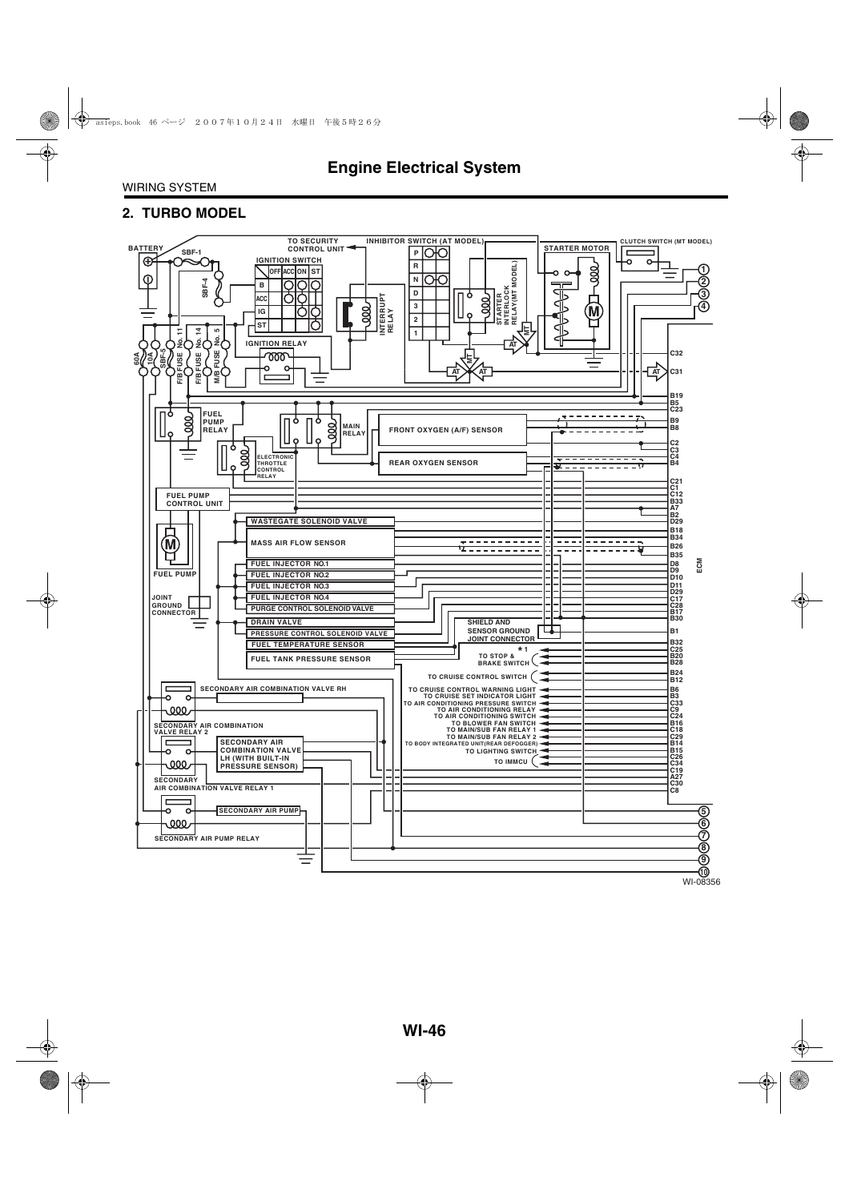# Engine Electrical System

WIRING SYSTEM

## 2. TURBO MODEL

BATTERY

SBF-1

SBF-4

TO SECURITY CONTROL UNIT

IGNITION SWITCH

| | OFF | ACC | ON | ST |
|---|---|---|---|---|
| B | | | | |
| ACC | | | | |
| IG | | | | |
| ST | | | | |

INTERRUPT RELAY

INHIBITOR SWITCH (AT MODEL)

P, R, N, D, 3, 2, 1

STARTER INTERLOCK RELAY(MT MODEL)

STARTER MOTOR

CLUTCH SWITCH (MT MODEL)

60A, 10A, SBF-5, F/B FUSE No. 11, F/B FUSE No. 14, M/B FUSE No. 5

IGNITION RELAY

MT, AT

FUEL PUMP RELAY

MAIN RELAY

FRONT OXYGEN (A/F) SENSOR

ELECTRONIC THROTTLE CONTROL RELAY

REAR OXYGEN SENSOR

FUEL PUMP CONTROL UNIT

WASTEGATE SOLENOID VALVE

MASS AIR FLOW SENSOR

FUEL PUMP

FUEL INJECTOR NO.1

FUEL INJECTOR NO.2

FUEL INJECTOR NO.3

FUEL INJECTOR NO.4

JOINT GROUND CONNECTOR

PURGE CONTROL SOLENOID VALVE

DRAIN VALVE

PRESSURE CONTROL SOLENOID VALVE

SHIELD AND SENSOR GROUND JOINT CONNECTOR

FUEL TEMPERATURE SENSOR

FUEL TANK PRESSURE SENSOR

*1

TO STOP & BRAKE SWITCH

TO CRUISE CONTROL SWITCH

SECONDARY AIR COMBINATION VALVE RH

TO CRUISE CONTROL WARNING LIGHT

TO CRUISE SET INDICATOR LIGHT

TO AIR CONDITIONING PRESSURE SWITCH

TO AIR CONDITIONING RELAY

TO AIR CONDITIONING SWITCH

TO BLOWER FAN SWITCH

TO MAIN/SUB FAN RELAY 1

TO MAIN/SUB FAN RELAY 2

TO BODY INTEGRATED UNIT(REAR DEFOGGER)

TO LIGHTING SWITCH

TO IMMCU

SECONDARY AIR COMBINATION VALVE RELAY 2

SECONDARY AIR COMBINATION VALVE LH (WITH BUILT-IN PRESSURE SENSOR)

SECONDARY AIR COMBINATION VALVE RELAY 1

SECONDARY AIR PUMP

SECONDARY AIR PUMP RELAY

ECM

C32, C31, B19, B5, C23, B9, B8, C2, C3, C4, B4, C21, C1, C12, B33, A7, B2, D29, B18, B34, B26, B35, D8, D9, D10, D11, D29, C17, C28, B17, B30, B1, B32, C25, B20, B28, B24, B12, B6, B3, C33, C9, C24, B16, C18, C29, B14, B15, C26, C34, C19, A27, C30, C8

①, ②, ③, ④, ⑤, ⑥, ⑦, ⑧, ⑨, ⑩

WI-08356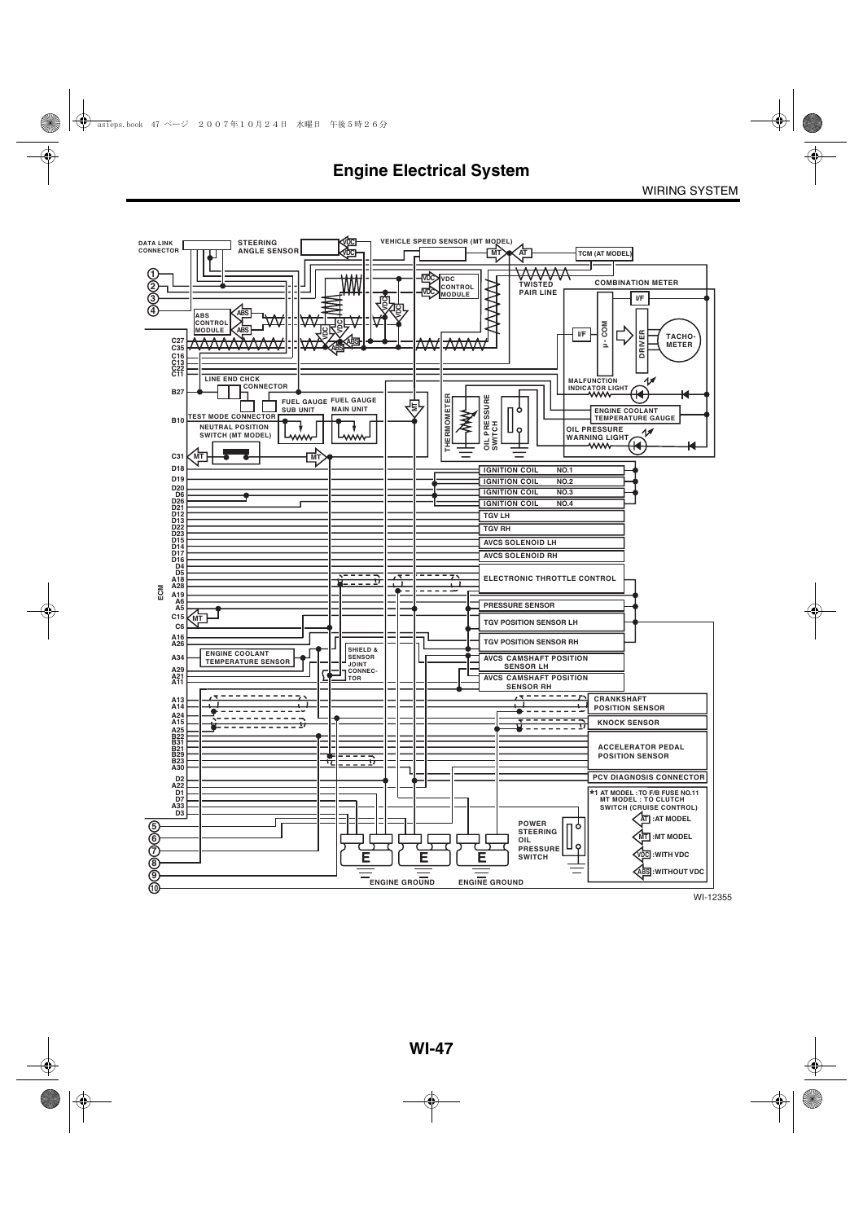# Engine Electrical System

WIRING SYSTEM

DATA LINK CONNECTOR

STEERING ANGLE SENSOR

VEHICLE SPEED SENSOR (MT MODEL)

TCM (AT MODEL)

VDC CONTROL MODULE

TWISTED PAIR LINE

COMBINATION METER

I/F

μ - COM

DRIVER

TACHO-METER

ABS CONTROL MODULE

C27
C35
C16
C13
C22
C11

LINE END CHCK CONNECTOR

B27

FUEL GAUGE SUB UNIT

FUEL GAUGE MAIN UNIT

THERMOMETER

OIL PRESSURE SWITCH

MALFUNCTION INDICATOR LIGHT

ENGINE COOLANT TEMPERATURE GAUGE

OIL PRESSURE WARNING LIGHT

B10

TEST MODE CONNECTOR

NEUTRAL POSITION SWITCH (MT MODEL)

C31

D18
D19
D20
D6
D26
D21
D12
D13
D22
D23
D15
D14
D17
D16
D4
D5
A18
A28
A19
A6
A5
C15
C6
A16
A26
A34
A29
A21
A11
A13
A14
A24
A15
A25
B22
B31
B21
B29
B23
A30
D2
A22
D1
D7
A33
D3

ECM

IGNITION COIL NO.1

IGNITION COIL NO.2

IGNITION COIL NO.3

IGNITION COIL NO.4

TGV LH

TGV RH

AVCS SOLENOID LH

AVCS SOLENOID RH

ELECTRONIC THROTTLE CONTROL

PRESSURE SENSOR

TGV POSITION SENSOR LH

TGV POSITION SENSOR RH

ENGINE COOLANT TEMPERATURE SENSOR

SHIELD & SENSOR JOINT CONNECTOR

AVCS CAMSHAFT POSITION SENSOR LH

AVCS CAMSHAFT POSITION SENSOR RH

CRANKSHAFT POSITION SENSOR

KNOCK SENSOR

ACCELERATOR PEDAL POSITION SENSOR

PCV DIAGNOSIS CONNECTOR

*1 AT MODEL : TO F/B FUSE NO.11
MT MODEL : TO CLUTCH SWITCH (CRUISE CONTROL)

AT :AT MODEL

MT :MT MODEL

VDC :WITH VDC

ABS :WITHOUT VDC

POWER STEERING OIL PRESSURE SWITCH

ENGINE GROUND

ENGINE GROUND

① ② ③ ④ ⑤ ⑥ ⑦ ⑧ ⑨ ⑩

WI-12355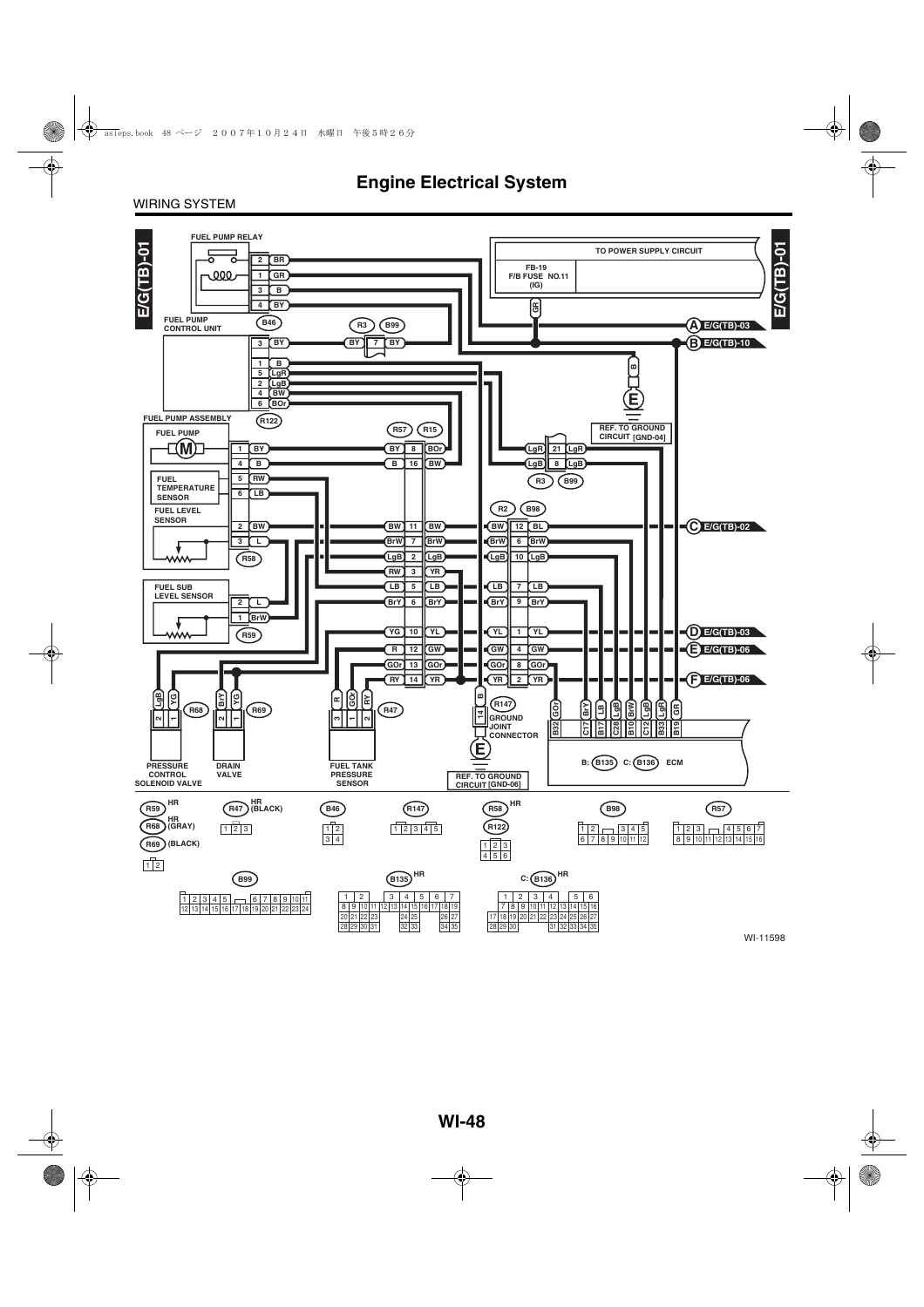# Engine Electrical System

WIRING SYSTEM

E/G(TB)-01

FUEL PUMP RELAY

TO POWER SUPPLY CIRCUIT

FB-19 F/B FUSE NO.11 (IG)

FUEL PUMP CONTROL UNIT

B46

R3 B99

A E/G(TB)-03

B E/G(TB)-10

E

REF. TO GROUND CIRCUIT [GND-04]

FUEL PUMP ASSEMBLY

FUEL PUMP

FUEL TEMPERATURE SENSOR

FUEL LEVEL SENSOR

R122

R57 R15

R3 B99

R2 B98

C E/G(TB)-02

R58

FUEL SUB LEVEL SENSOR

R59

D E/G(TB)-03

E E/G(TB)-06

F E/G(TB)-06

R68 R69 R47

R147 GROUND JOINT CONNECTOR

E

REF. TO GROUND CIRCUIT [GND-06]

B: B135 C: B136 ECM

PRESSURE CONTROL SOLENOID VALVE

DRAIN VALVE

FUEL TANK PRESSURE SENSOR

R59 HR, R68 HR (GRAY), R69 (BLACK)

R47 HR (BLACK)

B46

R147

R58 HR, R122

B98

R57

B99

B135 HR

C: B136 HR

WI-11598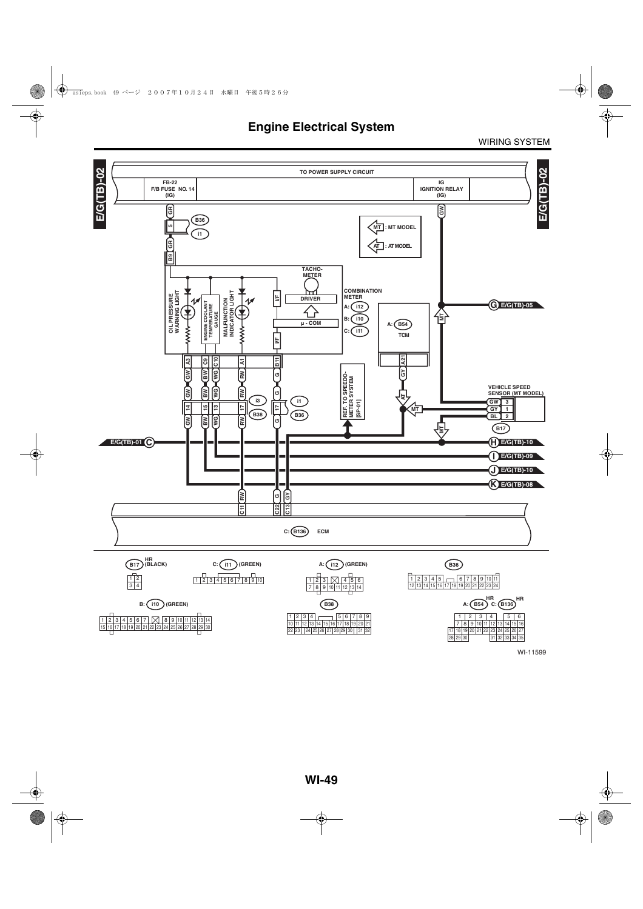# Engine Electrical System

WIRING SYSTEM

E/G(TB)-02

TO POWER SUPPLY CIRCUIT

FB-22
F/B FUSE NO. 14
(IG)

IG
IGNITION RELAY
(IG)

MT : MT MODEL

AT : AT MODEL

B36
i1

TACHO-METER

DRIVER

μ - COM

COMBINATION METER
A: i12
B: i10
C: i11

A: B54
TCM

OIL PRESSURE WARNING LIGHT

ENGINE COOLANT TEMPERATURE GAUGE

MALFUNCTION INDICATOR LIGHT

I/F

G E/G(TB)-05

REF. TO SPEEDO-METER SYSTEM [SP-01]

VEHICLE SPEED SENSOR (MT MODEL)

B17

i3
B38

i1
B36

E/G(TB)-01 C

H E/G(TB)-10

I E/G(TB)-09

J E/G(TB)-10

K E/G(TB)-08

C: B136 ECM

B17 HR (BLACK)

C: i11 (GREEN)

A: i12 (GREEN)

B36

B: i10 (GREEN)

B38

A: B54 C: B136 HR

WI-11599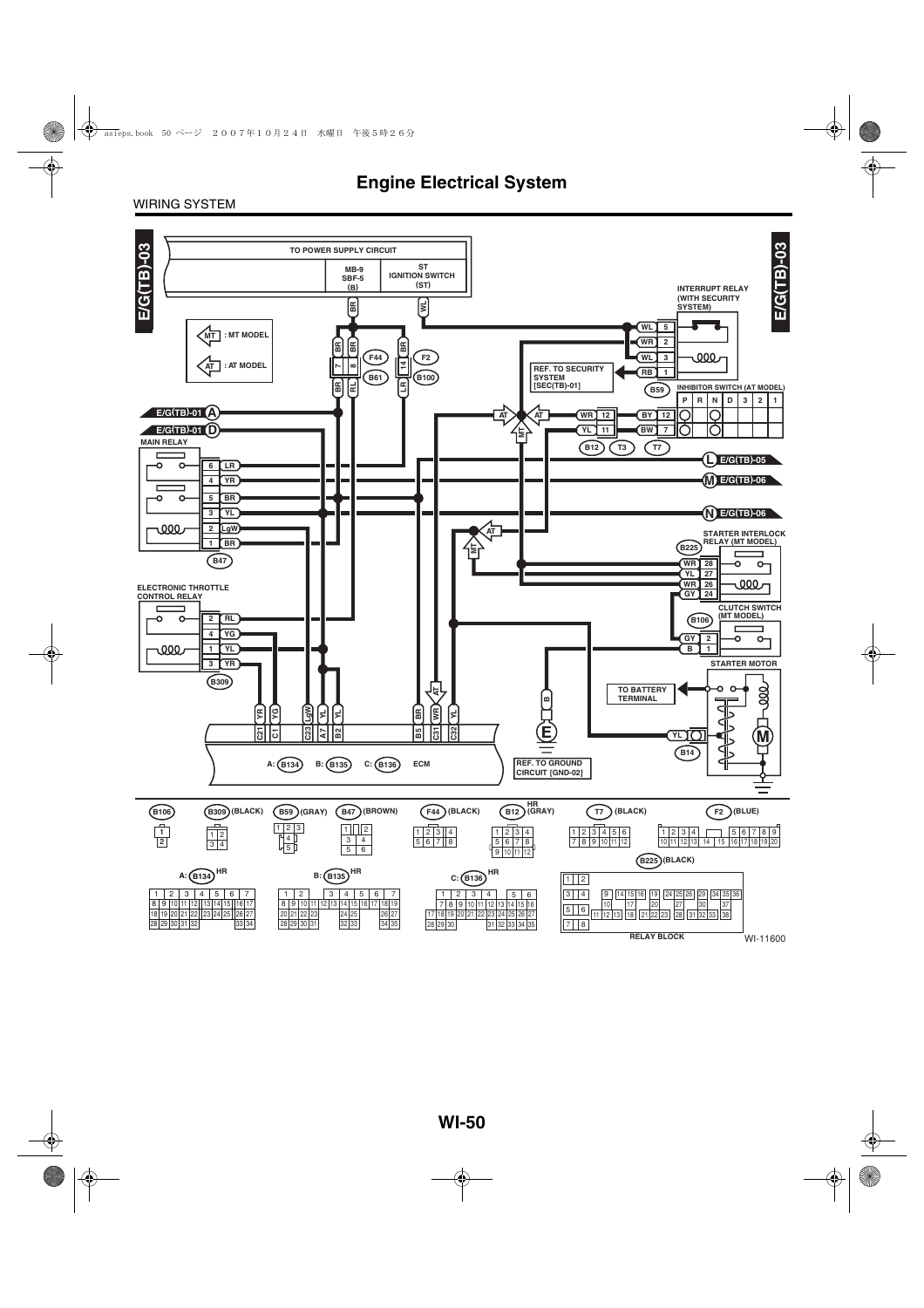# Engine Electrical System

WIRING SYSTEM

E/G(TB)-03

TO POWER SUPPLY CIRCUIT

MB-9 SBF-5 (B)

ST IGNITION SWITCH (ST)

MT : MT MODEL

AT : AT MODEL

INTERRUPT RELAY (WITH SECURITY SYSTEM)

REF. TO SECURITY SYSTEM [SEC(TB)-01]

INHIBITOR SWITCH (AT MODEL)

E/G(TB)-01 A

E/G(TB)-01 D

MAIN RELAY

E/G(TB)-05 L

E/G(TB)-06 M

E/G(TB)-06 N

STARTER INTERLOCK RELAY (MT MODEL)

ELECTRONIC THROTTLE CONTROL RELAY

CLUTCH SWITCH (MT MODEL)

STARTER MOTOR

TO BATTERY TERMINAL

REF. TO GROUND CIRCUIT [GND-02]

A: B134 B: B135 C: B136 ECM

B106, B309 (BLACK), B59 (GRAY), B47 (BROWN), F44 (BLACK), B12 HR (GRAY), T7 (BLACK), F2 (BLUE)

B225 (BLACK)

A: B134 HR, B: B135 HR, C: B136 HR

RELAY BLOCK

WI-11600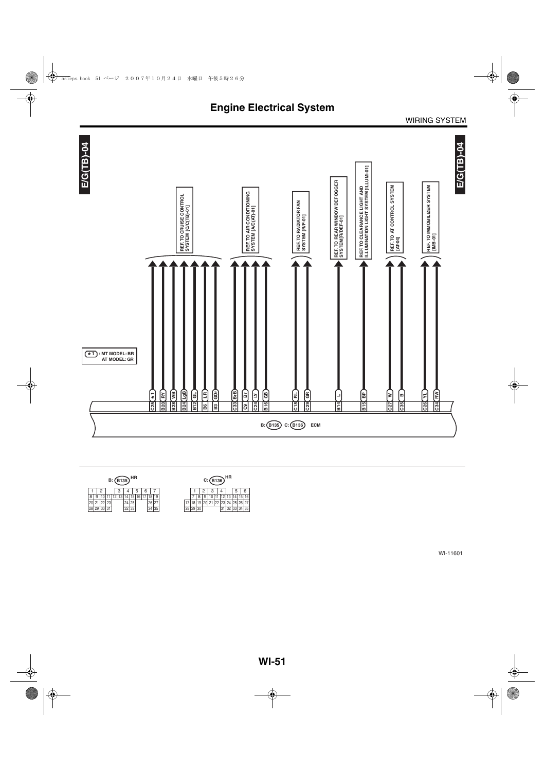# Engine Electrical System

WIRING SYSTEM

E/G(TB)-04

REF. TO CRUISE CONTROL SYSTEM [C/C(TB)-01]

REF. TO AIR CONDITIONING SYSTEM [AC(AT)-01]

REF. TO RADIATOR FAN SYSTEM [R/F-01]

REF. TO REAR WINDOW DEFOGGER SYSTEM [R/DEF-01]

REF. TO CLEARANCE LIGHT AND ILLUMINATION LIGHT SYSTEM [ILLUMI-01]

REF. TO AT CONTROL SYSTEM [AT-04]

REF. TO IMMOBILIZER SYSTEM [IMB-01]

*1 : MT MODEL: BR
AT MODEL: GR

| Terminal | Wire color | Reference |
| --- | --- | --- |
| C25 | *1 | CRUISE CONTROL SYSTEM [C/C(TB)-01] |
| B20 | RY | CRUISE CONTROL SYSTEM [C/C(TB)-01] |
| B28 | WB | CRUISE CONTROL SYSTEM [C/C(TB)-01] |
| B24 | LgB | CRUISE CONTROL SYSTEM [C/C(TB)-01] |
| B12 | GL | CRUISE CONTROL SYSTEM [C/C(TB)-01] |
| B6 | LR | CRUISE CONTROL SYSTEM [C/C(TB)-01] |
| B3 | GOr | CRUISE CONTROL SYSTEM [C/C(TB)-01] |
| C33 | BrB | AIR CONDITIONING SYSTEM [AC(AT)-01] |
| C9 | Br | AIR CONDITIONING SYSTEM [AC(AT)-01] |
| C24 | LY | AIR CONDITIONING SYSTEM [AC(AT)-01] |
| B16 | GB | AIR CONDITIONING SYSTEM [AC(AT)-01] |
| C18 | RL | RADIATOR FAN SYSTEM [R/F-01] |
| C29 | GR | RADIATOR FAN SYSTEM [R/F-01] |
| B14 | L | REAR WINDOW DEFOGGER SYSTEM [R/DEF-01] |
| B15 | BP | CLEARANCE LIGHT AND ILLUMINATION LIGHT SYSTEM [ILLUMI-01] |
| C27 | W | AT CONTROL SYSTEM [AT-04] |
| C35 | B | AT CONTROL SYSTEM [AT-04] |
| C26 | YL | IMMOBILIZER SYSTEM [IMB-01] |
| C34 | RW | IMMOBILIZER SYSTEM [IMB-01] |

B: (B135) C: (B136) ECM

B: (B135) HR

| 1 | 2 | | | 3 | 4 | 5 | 6 | 7 | |
| --- | --- | --- | --- | --- | --- | --- | --- | --- | --- |
| 8 | 9 | 10 | 11 | 12 | 13 | 14 | 15 | 16 | 17 | 18 | 19 |
| 20 | 21 | 22 | 23 | | 24 | 25 | | 26 | 27 |
| 28 | 29 | 30 | 31 | | 32 | 33 | | 34 | 35 |

C: (B136) HR

| 1 | 2 | 3 | 4 | | 5 | 6 |
| --- | --- | --- | --- | --- | --- | --- |
| 7 | 8 | 9 | 10 | 11 | 12 | 13 | 14 | 15 | 16 |
| 17 | 18 | 19 | 20 | 21 | 22 | 23 | 24 | 25 | 26 | 27 |
| 28 | 29 | 30 | | 31 | 32 | 33 | 34 | 35 |

WI-11601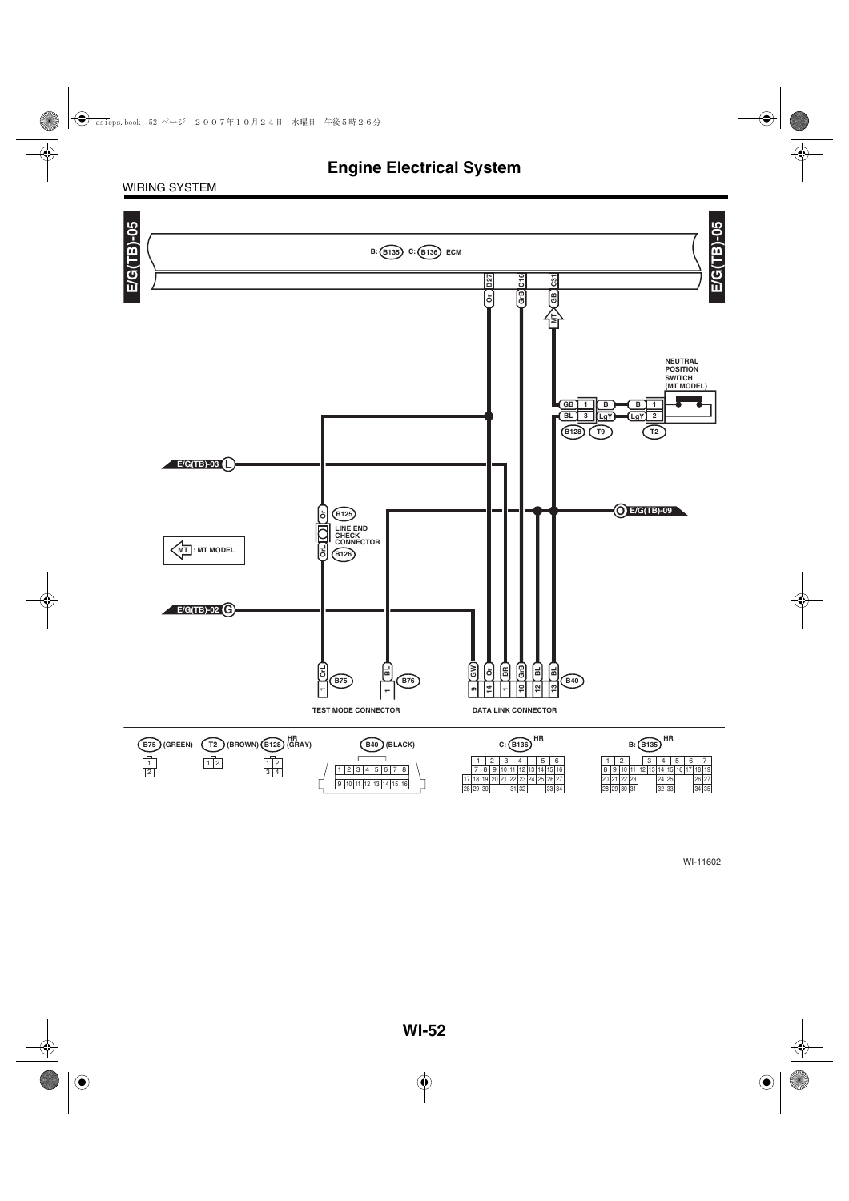# Engine Electrical System

WIRING SYSTEM

E/G(TB)-05

B: B135 C: B136 ECM

B27 Or | C16 GrB | C31 GB

MT

NEUTRAL POSITION SWITCH (MT MODEL)

GB 1 B — B 1
BL 3 LgY — LgY 2

B128 T9 T2

E/G(TB)-03 L

Or B125
LINE END CHECK CONNECTOR
OrL B126

O E/G(TB)-09

MT : MT MODEL

E/G(TB)-02 G

OrL 1 B75 | BL 1 B76

GW 9 | Or 14 | BR 1 | GrB 10 | BL 12 | BL 13 B40

TEST MODE CONNECTOR

DATA LINK CONNECTOR

B75 (GREEN)

| 1 |
|---|
| 2 |

T2 (BROWN)

| 1 | 2 |
|---|---|

B128 HR (GRAY)

| 1 | 2 |
|---|---|
| 3 | 4 |

B40 (BLACK)

| 1 | 2 | 3 | 4 | 5 | 6 | 7 | 8 |
|---|---|---|---|---|---|---|---|
| 9 | 10 | 11 | 12 | 13 | 14 | 15 | 16 |

C: B136 HR

| | 1 | 2 | 3 | 4 | | 5 | 6 |
|---|---|---|---|---|---|---|---|
| | 7 | 8 9 | 10 11 | 12 13 | 14 | 15 | 16 |
| 17 18 | 19 20 | 21 22 | 23 24 | 25 26 | | 27 | |
| 28 29 | 30 | | 31 | 32 | | 33 | 34 |

B: B135 HR

| 1 | 2 | | 3 | 4 | 5 | 6 | 7 |
|---|---|---|---|---|---|---|---|
| 8 9 | 10 11 | 12 | 13 14 | 15 16 | 17 | 18 | 19 |
| 20 21 | 22 23 | | | 24 25 | | 26 | 27 |
| 28 29 | 30 31 | | | 32 33 | | 34 | 35 |

WI-11602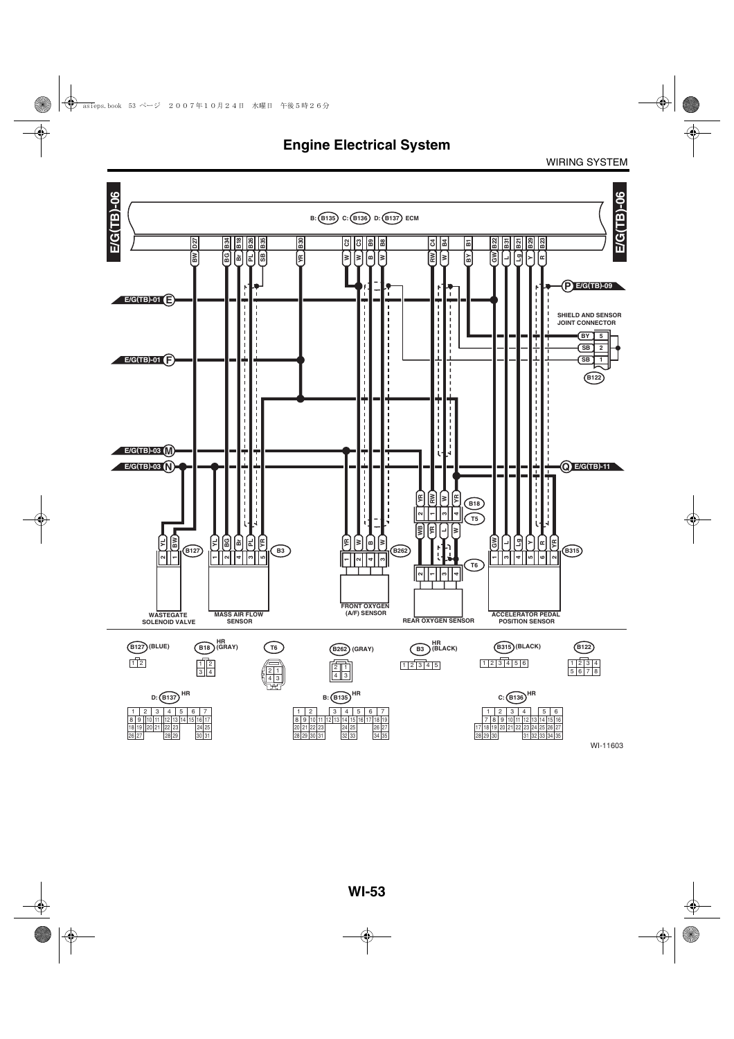# Engine Electrical System

WIRING SYSTEM

E/G(TB)-06

B: B135 C: B136 D: B137 ECM

E/G(TB)-01 E

E/G(TB)-01 F

E/G(TB)-03 M

E/G(TB)-03 N

P E/G(TB)-09

Q E/G(TB)-11

SHIELD AND SENSOR JOINT CONNECTOR

B122

B127 B3 B262 B18 T5 T6 B315

WASTEGATE SOLENOID VALVE

MASS AIR FLOW SENSOR

FRONT OXYGEN (A/F) SENSOR

REAR OXYGEN SENSOR

ACCELERATOR PEDAL POSITION SENSOR

B127 (BLUE)

B18 HR (GRAY)

T6

B262 (GRAY)

B3 HR (BLACK)

B315 (BLACK)

B122

D: B137 HR

B: B135 HR

C: B136 HR

WI-11603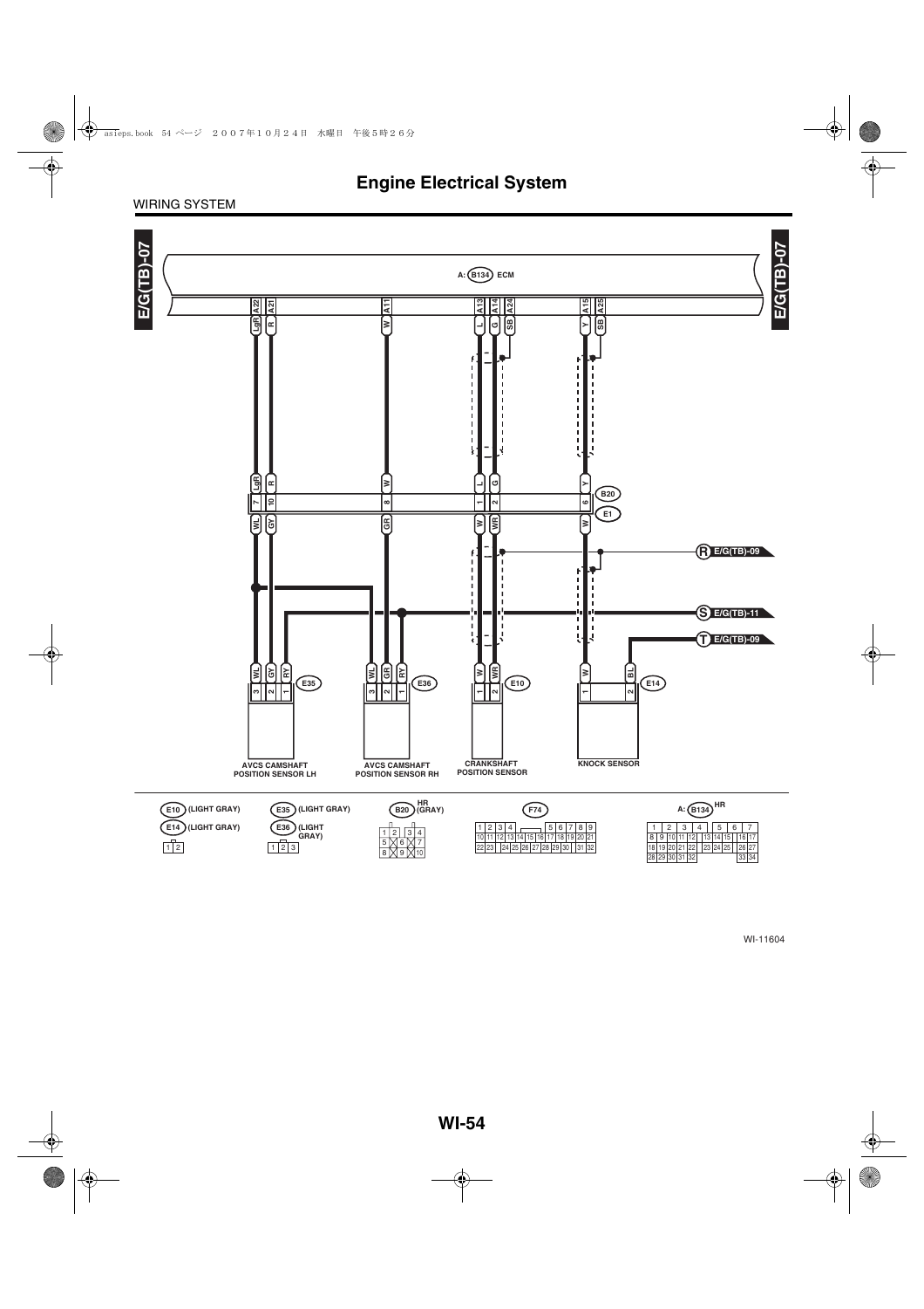# Engine Electrical System

WIRING SYSTEM

E/G(TB)-07

A: B134 ECM

A22 LgR, A21 R, A11 W, A13 L, A14 G, A24 SB, A15 Y, A25 SB

B20 / E1

| B20 pin | Wire (B20 side) | Wire (E1 side) |
|---|---|---|
| 7 | LgR | WL |
| 10 | R | GY |
| 8 | W | GR |
| 1 | L | W |
| 2 | G | WR |
| 6 | Y | W |

R E/G(TB)-09

S E/G(TB)-11

T E/G(TB)-09

E35: 3 WL, 2 GY, 1 RY — AVCS CAMSHAFT POSITION SENSOR LH

E36: 3 WL, 2 GR, 1 RY — AVCS CAMSHAFT POSITION SENSOR RH

E10: 1 W, 2 WR — CRANKSHAFT POSITION SENSOR

E14: 1 W, 2 BL — KNOCK SENSOR

E10 (LIGHT GRAY)
E14 (LIGHT GRAY)

| 1 | 2 |
|---|---|

E35 (LIGHT GRAY)
E36 (LIGHT GRAY)

| 1 | 2 | 3 |
|---|---|---|

B20 HR (GRAY)

| 1 | 2 | | 3 | 4 |
|---|---|---|---|---|
| 5 | X | 6 | X | 7 |
| 8 | X | 9 | X | 10 |

F74

| 1 | 2 | 3 | 4 | | | 5 | 6 | 7 | 8 | 9 |
|---|---|---|---|---|---|---|---|---|---|---|
| 10 | 11 | 12 | 13 | 14 | 15 | 16 | 17 | 18 | 19 | 20 | 21 |
| 22 | 23 | | 24 | 25 | 26 | 27 | 28 | 29 | 30 | 31 | 32 |

A: B134 HR

| 1 | 2 | 3 | 4 | | 5 | 6 | 7 |
|---|---|---|---|---|---|---|---|
| 8 9 | 10 11 | 12 | | 13 14 15 | | 16 17 |
| 18 19 | 20 21 | 22 | | 23 24 25 | | 26 27 |
| 28 29 | 30 31 | 32 | | | | 33 34 |

WI-11604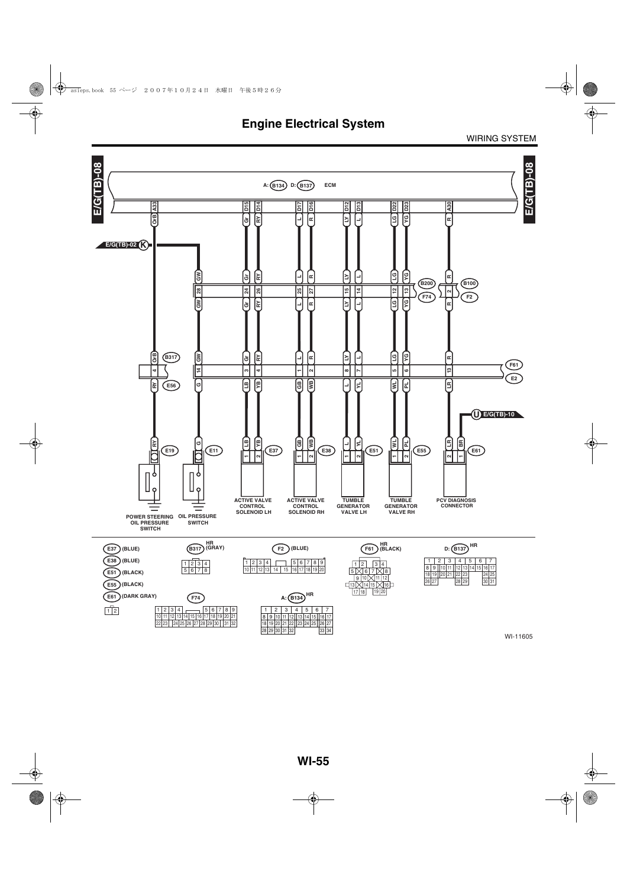# Engine Electrical System

WIRING SYSTEM

E/G(TB)-08

A: B134 D: B137 ECM

A33, D15, D14, D17, D16, D12, D13, D22, D23, A30

OrB, Gr, RY, L, R, LY, L, LG, YG, R

E/G(TB)-02 K

GW, Gr, RY, L, R, LY, L, LG, YG, R

28, 24, 26, 25, 27, 15, 14, 12, 13, 2

B200 F74 B100 F2

GW, Gr, RY, L, R, LY, L, LG, YG, R

OrB B317, GW, Gr, RY, L, R, LY, L, LG, YG, R

4, 14, 3, 4, 1, 2, 8, 7, 5, 6, 13

F61 E2

RY E56, G, LB, YB, GB, WB, L, YL, WL, PL, LR

U E/G(TB)-10

RY E19, G E11, LB YB E37, GB WB E38, L YL E51, WL PL E55, LR BR E61

POWER STEERING OIL PRESSURE SWITCH

OIL PRESSURE SWITCH

ACTIVE VALVE CONTROL SOLENOID LH

ACTIVE VALVE CONTROL SOLENOID RH

TUMBLE GENERATOR VALVE LH

TUMBLE GENERATOR VALVE RH

PCV DIAGNOSIS CONNECTOR

E37 (BLUE)
E38 (BLUE)
E51 (BLACK)
E55 (BLACK)
E61 (DARK GRAY)

| 1 | 2 |
|---|---|

B317 HR (GRAY)

| 1 | 2 | 3 | 4 |
|---|---|---|---|
| 5 | 6 | 7 | 8 |

F74

| 1 | 2 | 3 | 4 | | 5 | 6 | 7 | 8 | 9 |
|---|---|---|---|---|---|---|---|---|---|
| 10 | 11 | 12 | 13 | 14 | 15 | 16 | 17 | 18 | 19 | 20 | 21 |
| 22 | 23 | | 24 | 25 | 26 | 27 | 28 | 29 | 30 | | 31 | 32 |

F2 (BLUE)

| 1 | 2 | 3 | 4 | | 5 | 6 | 7 | 8 | 9 |
|---|---|---|---|---|---|---|---|---|---|
| 10 | 11 | 12 | 13 | 14 | 15 | 16 | 17 | 18 | 19 | 20 |

A: B134 HR

| 1 | 2 | 3 | 4 | 5 | 6 | 7 |
|---|---|---|---|---|---|---|
| 8 | 9 | 10 | 11 | 12 | 13 | 14 | 15 | 16 | 17 |
| 18 | 19 | 20 | 21 | 22 | 23 | 24 | 25 | 26 | 27 |
| 28 | 29 | 30 | 31 | 32 | | 33 | 34 |

F61 HR (BLACK)

| 1 | 2 | | 3 | 4 |
|---|---|---|---|---|
| 5 | | 6 | 7 | | 8 |
| 9 | 10 | | 11 | 12 |
| 13 | | 14 | 15 | | 16 |
| 17 | 18 | | 19 | 20 |

D: B137 HR

| 1 | 2 | 3 | 4 | 5 | 6 | 7 |
|---|---|---|---|---|---|---|
| 8 | 9 | 10 | 11 | 12 | 13 | 14 | 15 | 16 | 17 |
| 18 | 19 | 20 | 21 | 22 | 23 | | 24 | 25 |
| 26 | 27 | | 28 | 29 | | 30 | 31 |

WI-11605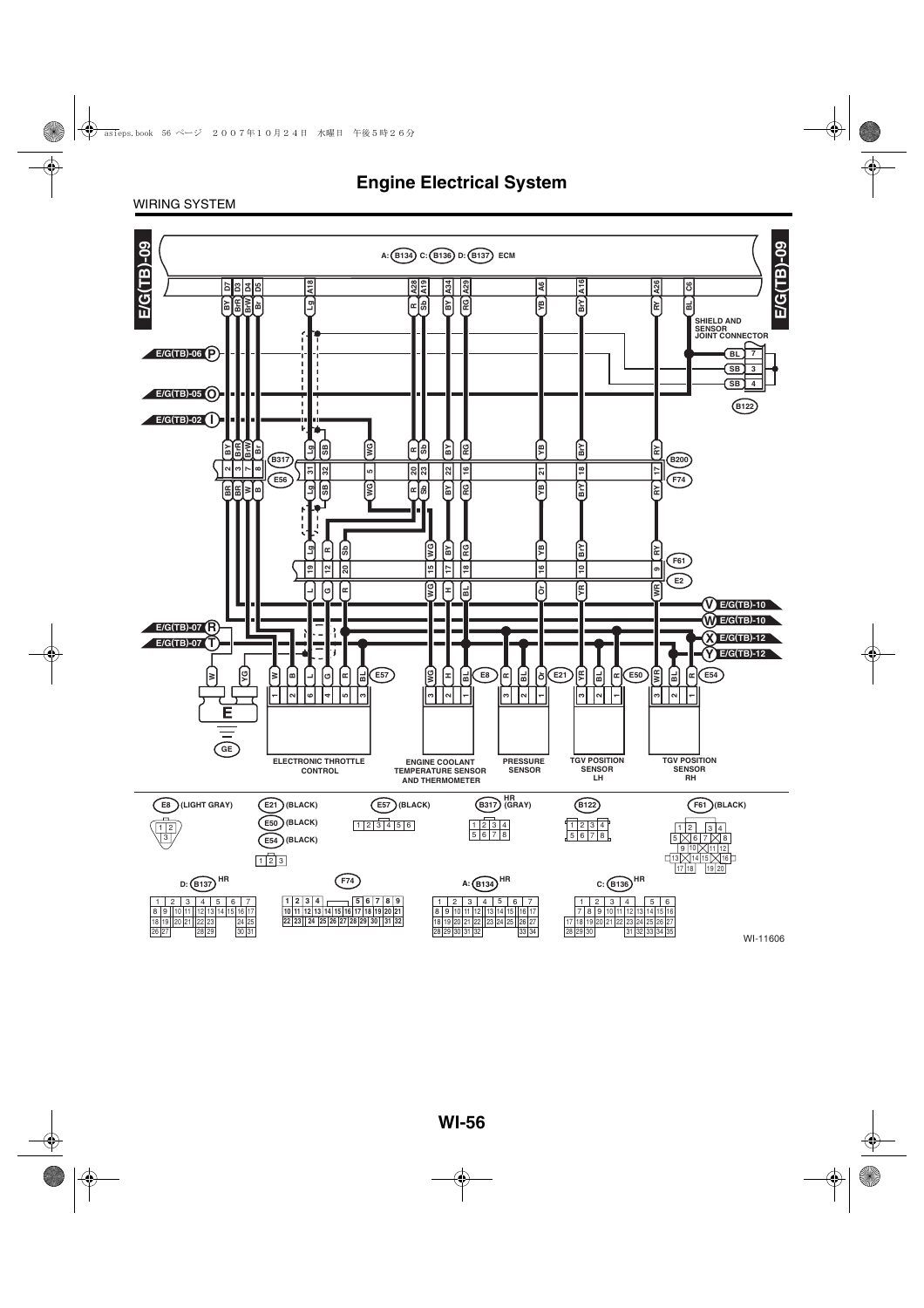# Engine Electrical System

WIRING SYSTEM

E/G(TB)-09

A: B134 C: B136 D: B137 ECM

SHIELD AND SENSOR JOINT CONNECTOR

B122

E/G(TB)-06 P

E/G(TB)-05 O

E/G(TB)-02 I

B317 E56

B200 F74

F61 E2

V E/G(TB)-10

W E/G(TB)-10

X E/G(TB)-12

Y E/G(TB)-12

E/G(TB)-07 R

E/G(TB)-07 T

E57 E8 E21 E50 E54

E

GE

ELECTRONIC THROTTLE CONTROL

ENGINE COOLANT TEMPERATURE SENSOR AND THERMOMETER

PRESSURE SENSOR

TGV POSITION SENSOR LH

TGV POSITION SENSOR RH

E8 (LIGHT GRAY)

E21 (BLACK)

E50 (BLACK)

E54 (BLACK)

E57 (BLACK)

B317 HR (GRAY)

B122

F61 (BLACK)

D: B137 HR

F74

A: B134 HR

C: B136 HR

WI-11606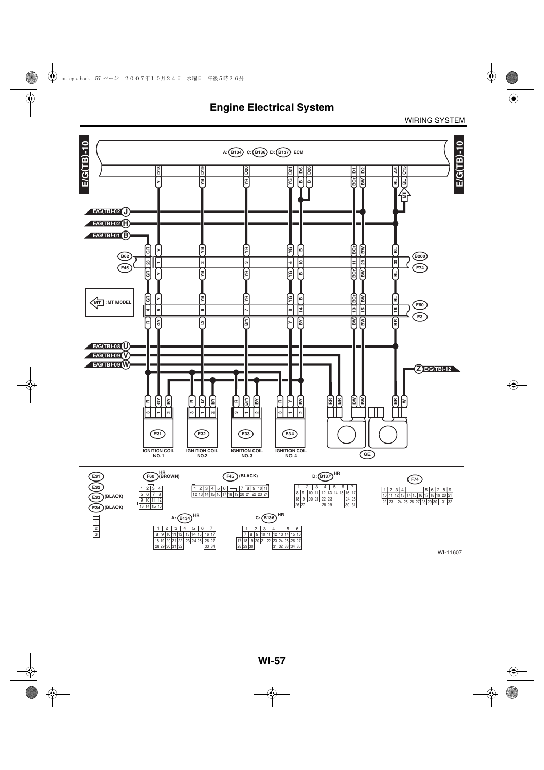# Engine Electrical System

WIRING SYSTEM

E/G(TB)-10

A: B134 C: B136 D: B137 ECM

D18 D19 D20 D21 D6 D26 D1 D2 A5 C15

Y YB YR YG B B BOr BW BL BL

MT

E/G(TB)-02 J

E/G(TB)-02 H

E/G(TB)-01 B

GR Y YB YR YG B BOr BW BL

B62 B200

23 1 2 3 4 10 11 29 30

F45 F74

GR Y YB YR YG B BOr BW BL

MT : MT MODEL

GR Y YB YR YG B BOr BW BL

F60

4 5 6 7 8 14 13 15 16

E3

R GY LY BY Y BY BW BW BR

E/G(TB)-08 U

E/G(TB)-09 V

E/G(TB)-09 W

Z E/G(TB)-12

R GY BY R LY BY R BY BY R Y BY BR BR BW BW BR W

3 1 2 3 1 2 3 1 2 3 1 2

E31 E32 E33 E34

IGNITION COIL NO. 1

IGNITION COIL NO.2

IGNITION COIL NO. 3

IGNITION COIL NO. 4

GE

E31

E32

E33 (BLACK)

E34 (BLACK)

| 1 |
|---|
| 2 |
| 3 |

F60 HR (BROWN)

| 1 | 2 | 3 | 4 |
|---|---|---|---|
| 5 | 6 | 7 | 8 |
| 9 | 10 | 11 | 12 |
| 13 | 14 | 15 | 16 |

F45 (BLACK)

| 1 | 2 | 3 | 4 | 5 | 6 | | 7 | 8 | 9 | 10 | 11 |
|---|---|---|---|---|---|---|---|---|---|---|---|
| 12 | 13 | 14 | 15 | 16 | 17 | 18 | 19 | 20 | 21 | 22 | 23 | 24 |

D: B137 HR

| 1 | 2 | 3 | 4 | 5 | 6 | 7 |
|---|---|---|---|---|---|---|
| 8 | 9 | 10 11 | 12 13 | 14 15 | 16 | 17 |
| 18 19 | 20 21 | 22 23 | | | 24 | 25 |
| 26 27 | | 28 29 | | | 30 | 31 |

F74

| 1 | 2 | 3 | 4 | | 5 | 6 | 7 | 8 | 9 |
|---|---|---|---|---|---|---|---|---|---|
| 10 11 | 12 13 | 14 15 | 16 | 17 | 18 | 19 | 20 | 21 | |
| 22 23 | | 24 25 | 26 27 | 28 29 | 30 | | 31 | 32 | |

A: B134 HR

| 1 | 2 | 3 | 4 | 5 | 6 | 7 |
|---|---|---|---|---|---|---|
| 8 | 9 10 | 11 12 | 13 14 | 15 | 16 | 17 |
| 18 19 | 20 21 | 22 | 23 24 | 25 | 26 | 27 |
| 28 29 | 30 31 | 32 | | | 33 | 34 |

C: B136 HR

| 1 | 2 | 3 | 4 | | 5 | 6 |
|---|---|---|---|---|---|---|
| 7 | 8 | 9 10 | 11 12 | 13 14 | 15 | 16 |
| 17 18 | 19 20 | 21 22 | 23 24 | 25 | 26 | 27 |
| 28 29 | 30 | | 31 32 | 33 | 34 | 35 |

WI-11607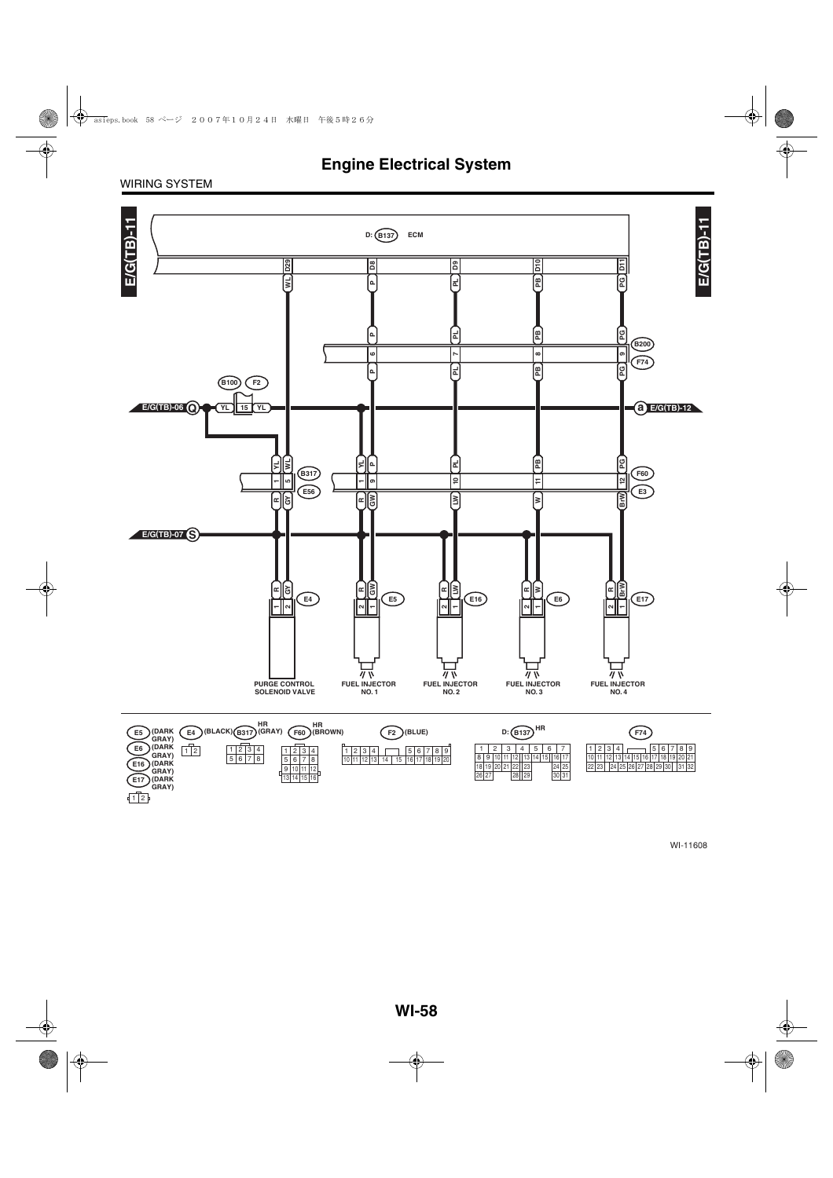# Engine Electrical System

WIRING SYSTEM

E/G(TB)-11

D: B137 ECM

| ECM terminal | Wire color | B200/F74 | Wire color | B317/F60 pin | E56/E3 wire | Component connector | Component |
|---|---|---|---|---|---|---|---|
| D29 | WL | | WL | 5 | GY | E4 (2) | PURGE CONTROL SOLENOID VALVE |
| D8 | P | 6 | P | 9 | GW | E5 (1) | FUEL INJECTOR NO. 1 |
| D9 | PL | 7 | PL | 10 | LW | E16 (1) | FUEL INJECTOR NO. 2 |
| D10 | PB | 8 | PB | 11 | W | E6 (1) | FUEL INJECTOR NO. 3 |
| D11 | PG | 9 | PG | 12 | BrW | E17 (1) | FUEL INJECTOR NO. 4 |

E/G(TB)-06 Q — YL — B100/F2 (15) — YL — a E/G(TB)-12

YL — B317/E56 pin 1 — R (E4 pin 1); YL — B317/E56 pin 1 — R (E5 pin 2)

E/G(TB)-07 S — R — E4 (1), E5 (2), E16 (2), E6 (2), E17 (2)

E5 (DARK GRAY), E6 (DARK GRAY), E16 (DARK GRAY), E17 (DARK GRAY): 1 2

E4 (BLACK): 1 2

B317 HR (GRAY): 1 2 3 4 / 5 6 7 8

F60 HR (BROWN): 1 2 3 4 / 5 6 7 8 / 9 10 11 12 / 13 14 15 16

F2 (BLUE): 1 2 3 4 5 6 7 8 9 / 10 11 12 13 14 15 16 17 18 19 20

D: B137 HR: 1 2 3 4 5 6 7 / 8 9 10 11 12 13 14 15 16 17 / 18 19 20 21 22 23 24 25 / 26 27 28 29 30 31

F74: 1 2 3 4 5 6 7 8 9 / 10 11 12 13 14 15 16 17 18 19 20 21 / 22 23 24 25 26 27 28 29 30 31 32

WI-11608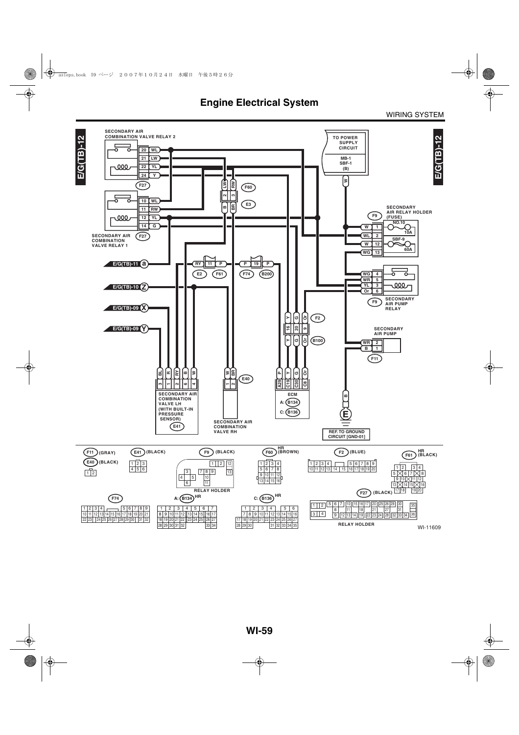# Engine Electrical System

WIRING SYSTEM

E/G(TB)-12

SECONDARY AIR COMBINATION VALVE RELAY 2

SECONDARY AIR COMBINATION VALVE RELAY 1

TO POWER SUPPLY CIRCUIT

MB-1
SBF-1
(B)

SECONDARY AIR RELAY HOLDER (FUSE)

NO.10 10A

SBF-9 60A

E/G(TB)-11 a

E/G(TB)-10 Z

E/G(TB)-09 X

E/G(TB)-09 Y

SECONDARY AIR PUMP RELAY

SECONDARY AIR PUMP

SECONDARY AIR COMBINATION VALVE LH (WITH BUILT-IN PRESSURE SENSOR)

SECONDARY AIR COMBINATION VALVE RH

ECM
A: B134
C: B136

REF. TO GROUND CIRCUIT [GND-01]

F11 (GRAY)

E41 (BLACK)

F9 (BLACK)

F60 HR (BROWN)

F2 (BLUE)

F61 HR (BLACK)

E40 (BLACK)

RELAY HOLDER

F74

A: B134 HR

C: B136 HR

F27 (BLACK)

RELAY HOLDER

WI-11609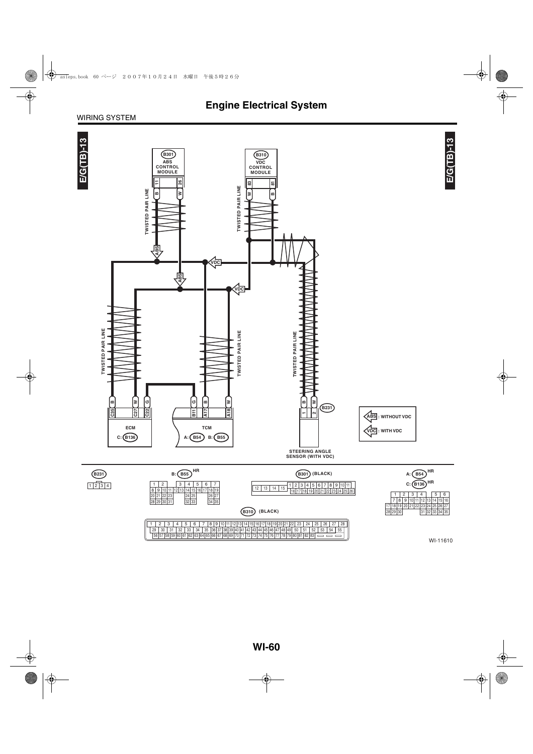# Engine Electrical System

WIRING SYSTEM

E/G(TB)-13

B301
ABS
CONTROL
MODULE

11 26

B W

B310
VDC
CONTROL
MODULE

83 81

W B

TWISTED PAIR LINE

ABS

VDC

ABS

VDC

TWISTED PAIR LINE

TWISTED PAIR LINE

TWISTED PAIR LINE

B W G

C35 C27 C22

ECM

C: B136

G B W

B11 A17 A18

TCM

A: B54 B: B55

B W

1 2

B231

STEERING ANGLE SENSOR (WITH VDC)

ABS : WITHOUT VDC

VDC : WITH VDC

B231

| | | | |
|---|---|---|---|
| 1 | 2 | 3 | 4 |

B: B55 HR

| | | | | | | | | | | | |
|---|---|---|---|---|---|---|---|---|---|---|---|
| 1 | 2 | | 3 | 4 | 5 | 6 | 7 | | | | |
| 8 | 9 | 10 | 11 | 12 | 13 | 14 | 15 | 16 | 17 | 18 | 19 |
| 20 | 21 | 22 | 23 | | 24 | 25 | | 26 | 27 | | |
| 28 | 29 | 30 | 31 | | 32 | 33 | | 34 | 35 | | |

B301 (BLACK)

| | | | | | | | | | | | | | | | | | | | | | | | | | |
|---|---|---|---|---|---|---|---|---|---|---|---|---|---|---|---|---|---|---|---|---|---|---|---|---|---|
| 12 | 13 | 14 | 15 | 1 | 2 | 3 | 4 | 5 | 6 | 7 | 8 | 9 | 10 | 11 | | | | | | | | | | | |
| | | | | 16 | 17 | 18 | 19 | 20 | 21 | 22 | 23 | 24 | 25 | 26 | | | | | | | | | | | |

A: B54 HR
C: B136 HR

| | | | | | | | | | | |
|---|---|---|---|---|---|---|---|---|---|---|
| 1 | 2 | 3 | 4 | | 5 | 6 | | | | |
| 7 | 8 | 9 | 10 | 11 | 12 | 13 | 14 | 15 | 16 | |
| 17 | 18 | 19 | 20 | 21 | 22 | 23 | 24 | 25 | 26 | 27 |
| 28 | 29 | 30 | | 31 | 32 | 33 | 34 | 35 | | |

B310 (BLACK)

1 2 3 4 5 6 7 8 9 10 11 12 13 14 15 16 17 18 19 20 21 22 23 24 25 26 27 28

29 30 31 32 33 34 35 36 37 38 39 40 41 42 43 44 45 46 47 48 49 50 51 52 53 54 55

56 57 58 59 60 61 62 63 64 65 66 67 68 69 70 71 72 73 74 75 76 77 78 79 80 81 82 83

WI-11610